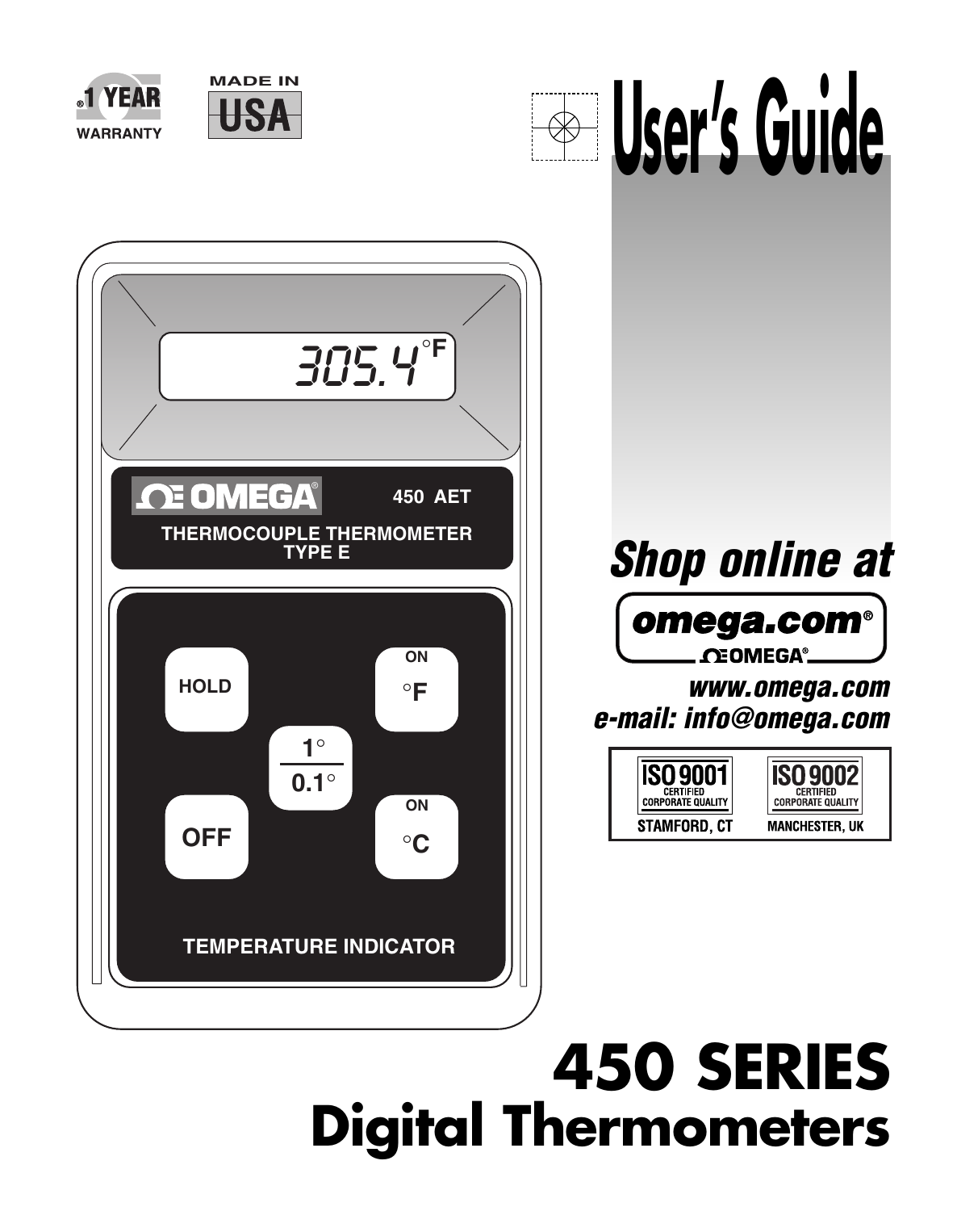1 YEAR WARRANTY

MADE IN USA

# User's Guide

305.4 °F

OMEGA 450 AET

THERMOCOUPLE THERMOMETER TYPE E

HOLD

ON °F

1° / 0.1°

OFF

ON °C

TEMPERATURE INDICATOR

*Shop online at*

**omega.com®**

OMEGA®

*www.omega.com*

*e-mail: info@omega.com*

| ISO 9001 CERTIFIED CORPORATE QUALITY | ISO 9002 CERTIFIED CORPORATE QUALITY |
| --- | --- |
| STAMFORD, CT | MANCHESTER, UK |

# 450 SERIES

# Digital Thermometers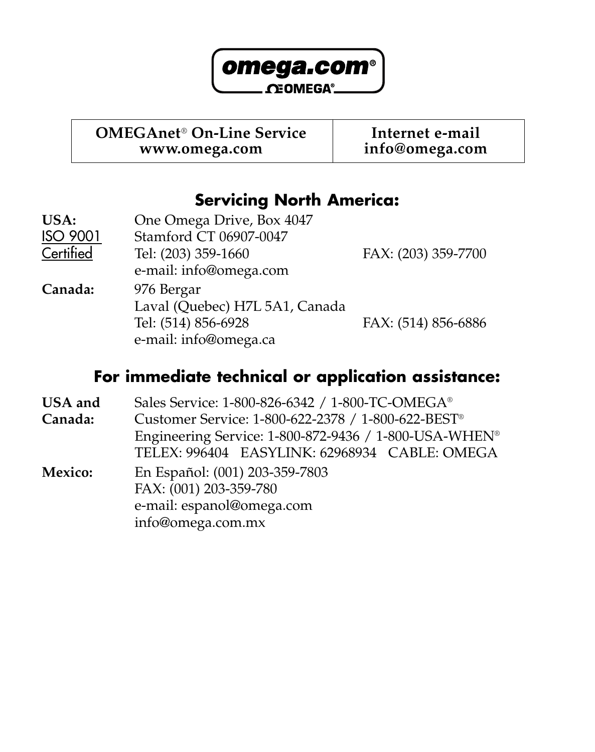**omega.com®**

**ΩOMEGA®**

| OMEGAnet® On-Line Service<br>www.omega.com | Internet e-mail<br>info@omega.com |
|---|---|

## Servicing North America:

**USA:**
ISO 9001 Certified

One Omega Drive, Box 4047
Stamford CT 06907-0047
Tel: (203) 359-1660 FAX: (203) 359-7700
e-mail: info@omega.com

**Canada:**

976 Bergar
Laval (Quebec) H7L 5A1, Canada
Tel: (514) 856-6928 FAX: (514) 856-6886
e-mail: info@omega.ca

## For immediate technical or application assistance:

**USA and Canada:**

Sales Service: 1-800-826-6342 / 1-800-TC-OMEGA®
Customer Service: 1-800-622-2378 / 1-800-622-BEST®
Engineering Service: 1-800-872-9436 / 1-800-USA-WHEN®
TELEX: 996404 EASYLINK: 62968934 CABLE: OMEGA

**Mexico:**

En Español: (001) 203-359-7803
FAX: (001) 203-359-780
e-mail: espanol@omega.com
info@omega.com.mx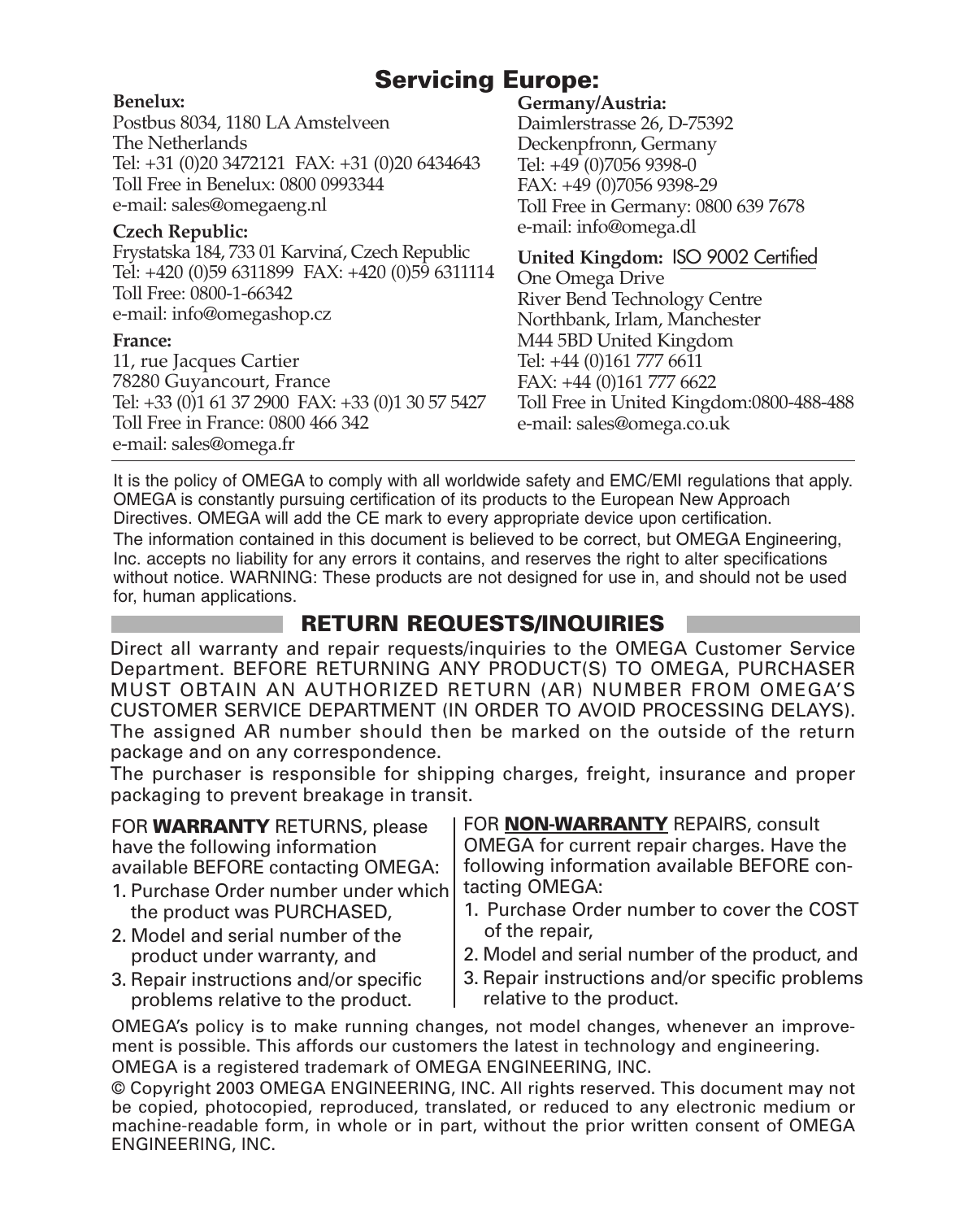# Servicing Europe:

**Benelux:**
Postbus 8034, 1180 LA Amstelveen
The Netherlands
Tel: +31 (0)20 3472121 FAX: +31 (0)20 6434643
Toll Free in Benelux: 0800 0993344
e-mail: sales@omegaeng.nl

**Czech Republic:**
Frystatska 184, 733 01 Karviná, Czech Republic
Tel: +420 (0)59 6311899 FAX: +420 (0)59 6311114
Toll Free: 0800-1-66342
e-mail: info@omegashop.cz

**France:**
11, rue Jacques Cartier
78280 Guyancourt, France
Tel: +33 (0)1 61 37 2900 FAX: +33 (0)1 30 57 5427
Toll Free in France: 0800 466 342
e-mail: sales@omega.fr

**Germany/Austria:**
Daimlerstrasse 26, D-75392
Deckenpfronn, Germany
Tel: +49 (0)7056 9398-0
FAX: +49 (0)7056 9398-29
Toll Free in Germany: 0800 639 7678
e-mail: info@omega.dl

**United Kingdom:** ISO 9002 Certified
One Omega Drive
River Bend Technology Centre
Northbank, Irlam, Manchester
M44 5BD United Kingdom
Tel: +44 (0)161 777 6611
FAX: +44 (0)161 777 6622
Toll Free in United Kingdom:0800-488-488
e-mail: sales@omega.co.uk

---

It is the policy of OMEGA to comply with all worldwide safety and EMC/EMI regulations that apply. OMEGA is constantly pursuing certification of its products to the European New Approach Directives. OMEGA will add the CE mark to every appropriate device upon certification.

The information contained in this document is believed to be correct, but OMEGA Engineering, Inc. accepts no liability for any errors it contains, and reserves the right to alter specifications without notice. WARNING: These products are not designed for use in, and should not be used for, human applications.

## RETURN REQUESTS/INQUIRIES

Direct all warranty and repair requests/inquiries to the OMEGA Customer Service Department. BEFORE RETURNING ANY PRODUCT(S) TO OMEGA, PURCHASER MUST OBTAIN AN AUTHORIZED RETURN (AR) NUMBER FROM OMEGA'S CUSTOMER SERVICE DEPARTMENT (IN ORDER TO AVOID PROCESSING DELAYS). The assigned AR number should then be marked on the outside of the return package and on any correspondence.

The purchaser is responsible for shipping charges, freight, insurance and proper packaging to prevent breakage in transit.

FOR **WARRANTY** RETURNS, please have the following information available BEFORE contacting OMEGA:

1. Purchase Order number under which the product was PURCHASED,
2. Model and serial number of the product under warranty, and
3. Repair instructions and/or specific problems relative to the product.

FOR **NON-WARRANTY** REPAIRS, consult OMEGA for current repair charges. Have the following information available BEFORE contacting OMEGA:

1. Purchase Order number to cover the COST of the repair,
2. Model and serial number of the product, and
3. Repair instructions and/or specific problems relative to the product.

OMEGA's policy is to make running changes, not model changes, whenever an improvement is possible. This affords our customers the latest in technology and engineering.

OMEGA is a registered trademark of OMEGA ENGINEERING, INC.

© Copyright 2003 OMEGA ENGINEERING, INC. All rights reserved. This document may not be copied, photocopied, reproduced, translated, or reduced to any electronic medium or machine-readable form, in whole or in part, without the prior written consent of OMEGA ENGINEERING, INC.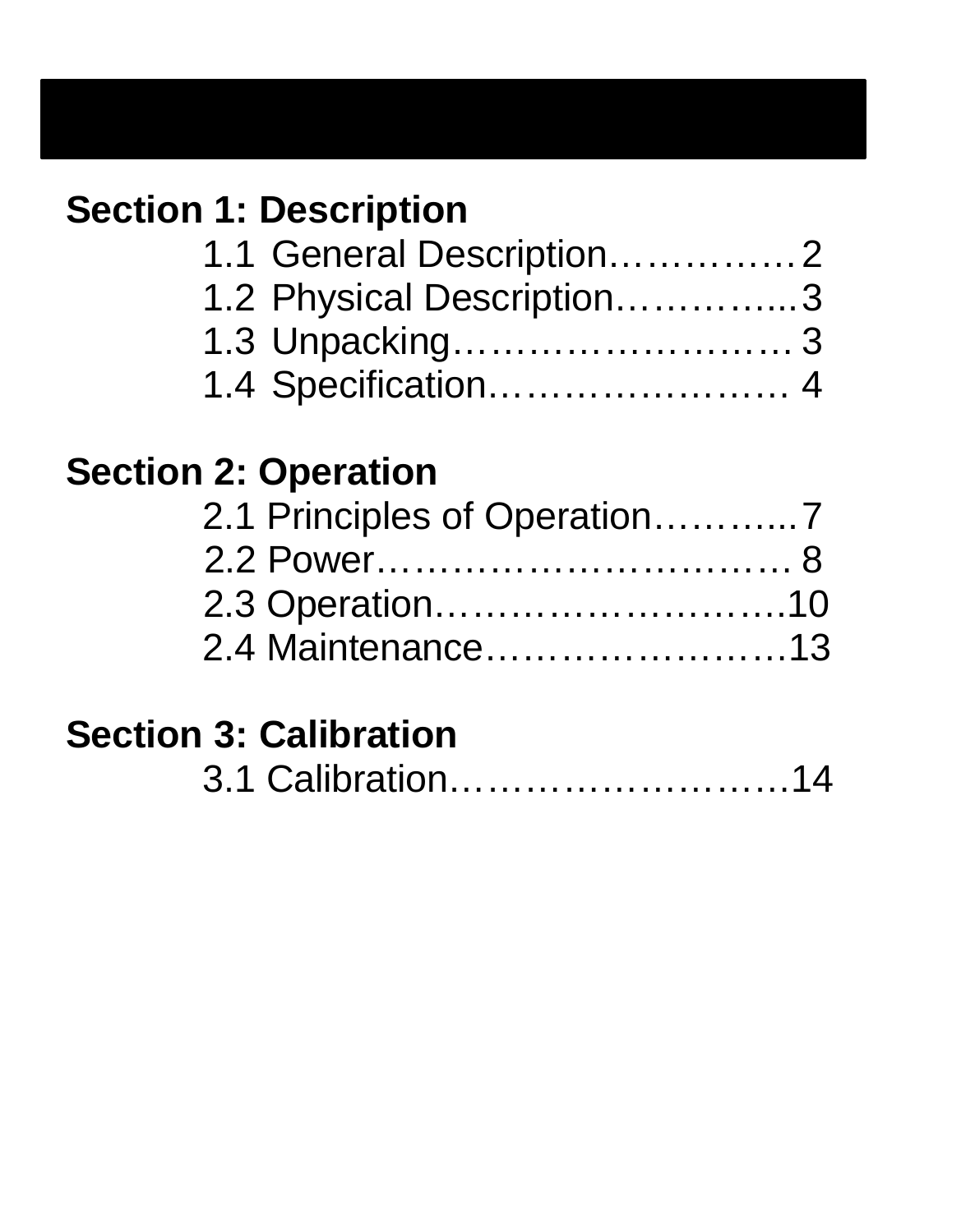## Section 1: Description

1.1 General Description……………2
1.2 Physical Description…………....3
1.3 Unpacking……………………… 3
1.4 Specification…………………… 4

## Section 2: Operation

2.1 Principles of Operation………....7
2.2 Power…………………………… 8
2.3 Operation……………………….10
2.4 Maintenance……………………13

## Section 3: Calibration

3.1 Calibration……………………14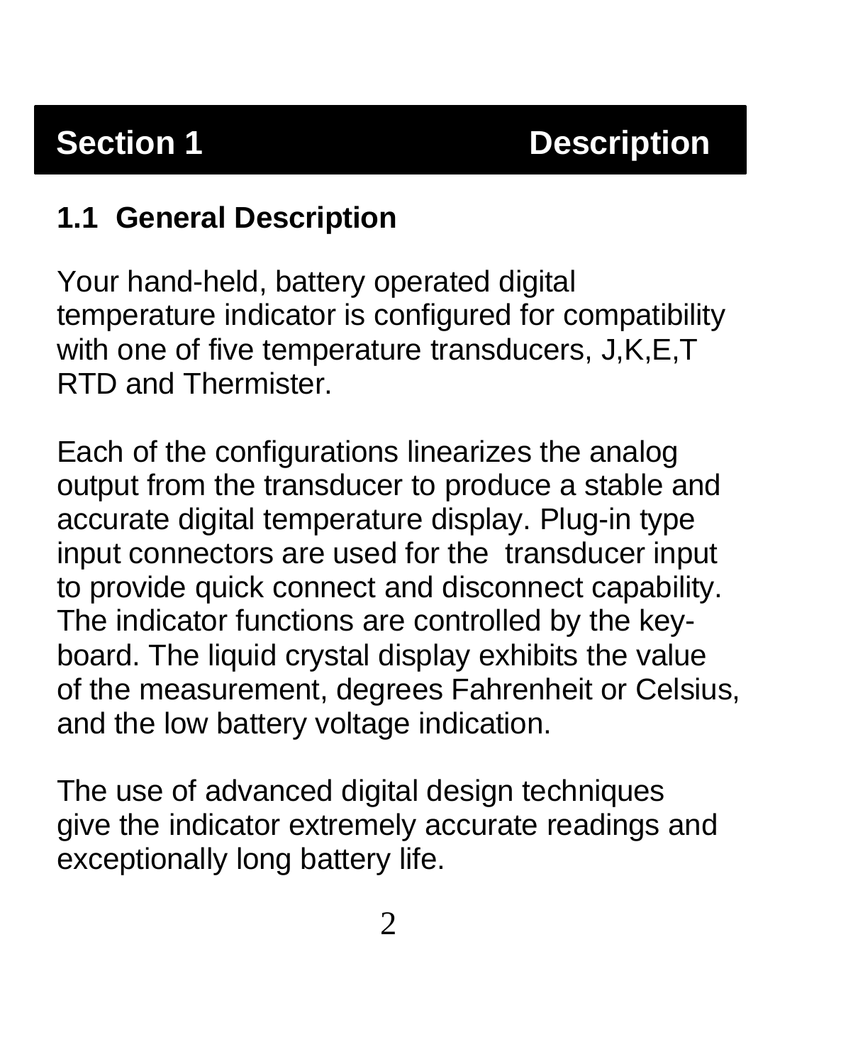# Section 1 Description

## 1.1 General Description

Your hand-held, battery operated digital temperature indicator is configured for compatibility with one of five temperature transducers, J,K,E,T RTD and Thermister.

Each of the configurations linearizes the analog output from the transducer to produce a stable and accurate digital temperature display. Plug-in type input connectors are used for the transducer input to provide quick connect and disconnect capability. The indicator functions are controlled by the key-board. The liquid crystal display exhibits the value of the measurement, degrees Fahrenheit or Celsius, and the low battery voltage indication.

The use of advanced digital design techniques give the indicator extremely accurate readings and exceptionally long battery life.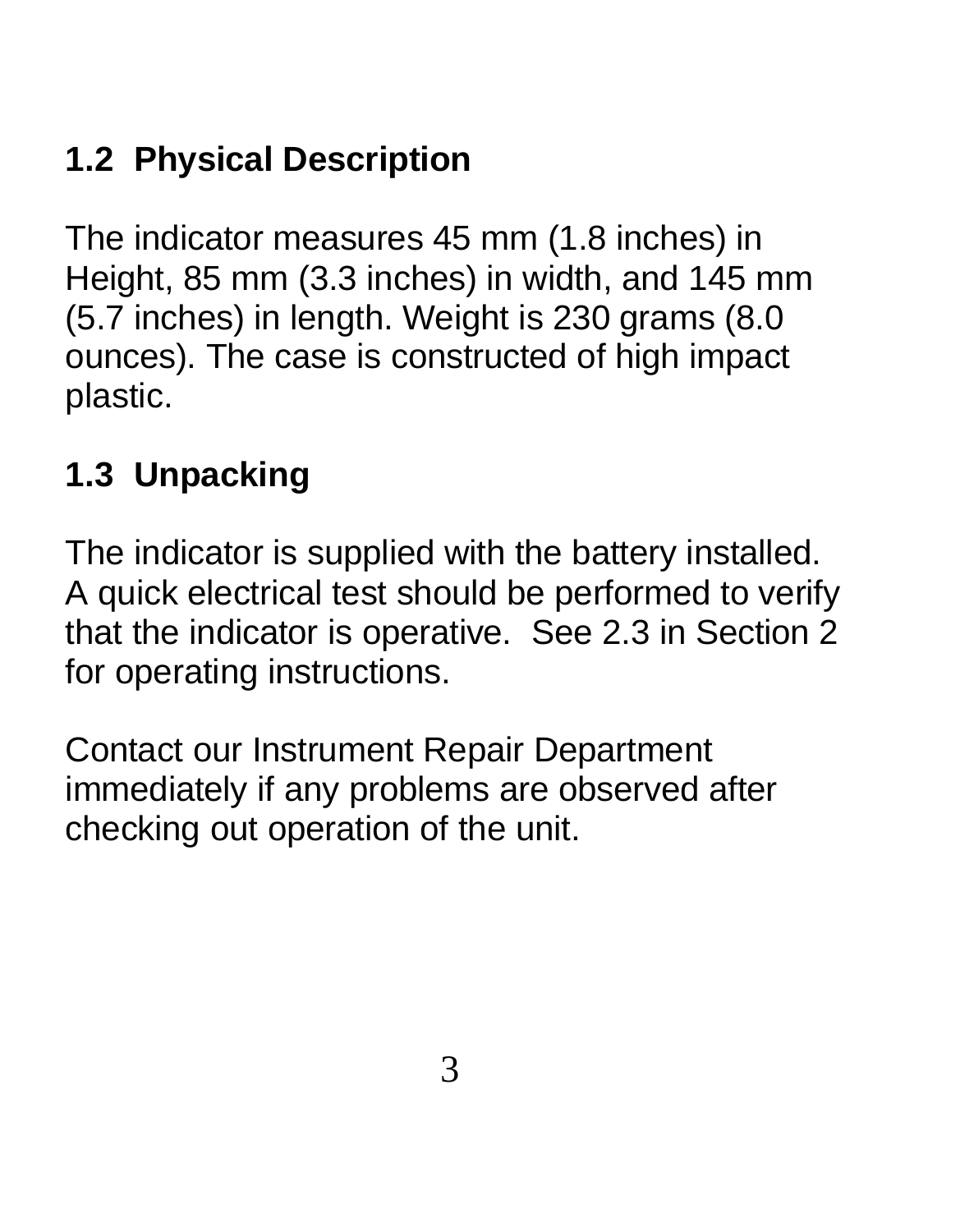## 1.2 Physical Description

The indicator measures 45 mm (1.8 inches) in Height, 85 mm (3.3 inches) in width, and 145 mm (5.7 inches) in length. Weight is 230 grams (8.0 ounces). The case is constructed of high impact plastic.

## 1.3 Unpacking

The indicator is supplied with the battery installed. A quick electrical test should be performed to verify that the indicator is operative. See 2.3 in Section 2 for operating instructions.

Contact our Instrument Repair Department immediately if any problems are observed after checking out operation of the unit.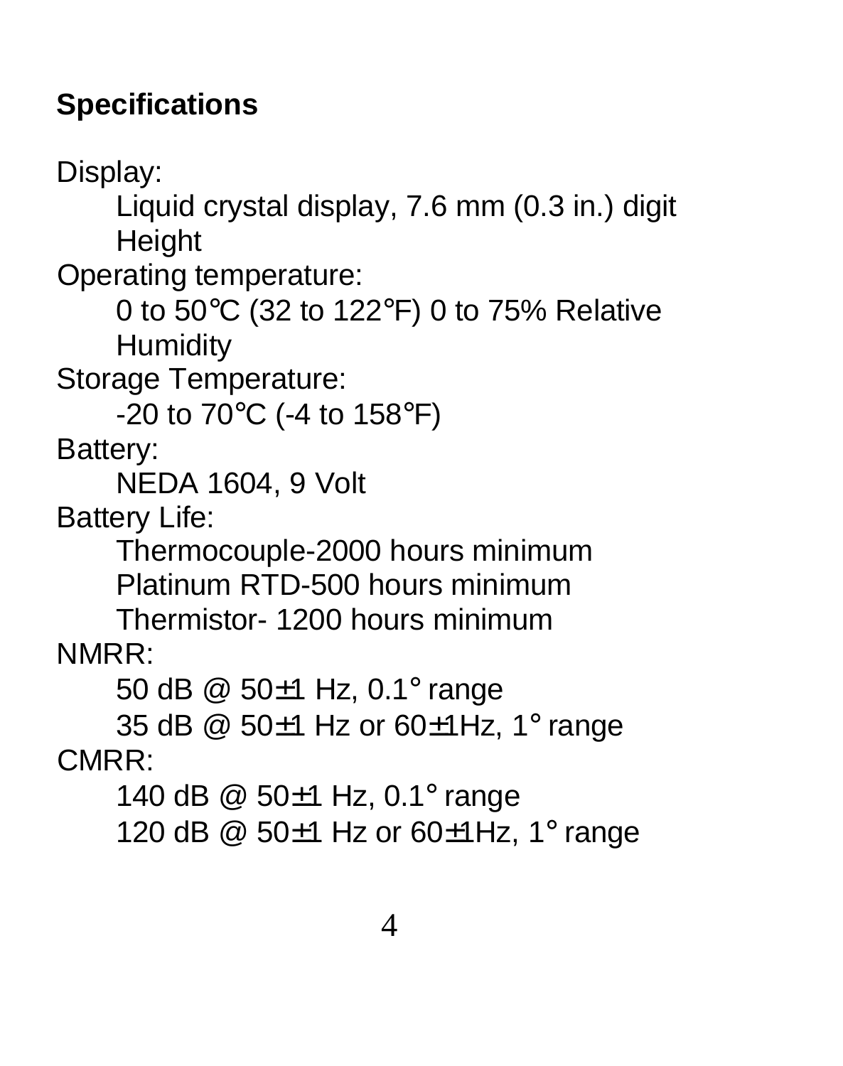## Specifications

Display:

Liquid crystal display, 7.6 mm (0.3 in.) digit Height

Operating temperature:

0 to 50°C (32 to 122°F) 0 to 75% Relative Humidity

Storage Temperature:

-20 to 70°C (-4 to 158°F)

Battery:

NEDA 1604, 9 Volt

Battery Life:

Thermocouple-2000 hours minimum
Platinum RTD-500 hours minimum
Thermistor- 1200 hours minimum

NMRR:

50 dB @ 50±1 Hz, 0.1° range
35 dB @ 50±1 Hz or 60±1Hz, 1° range

CMRR:

140 dB @ 50±1 Hz, 0.1° range
120 dB @ 50±1 Hz or 60±1Hz, 1° range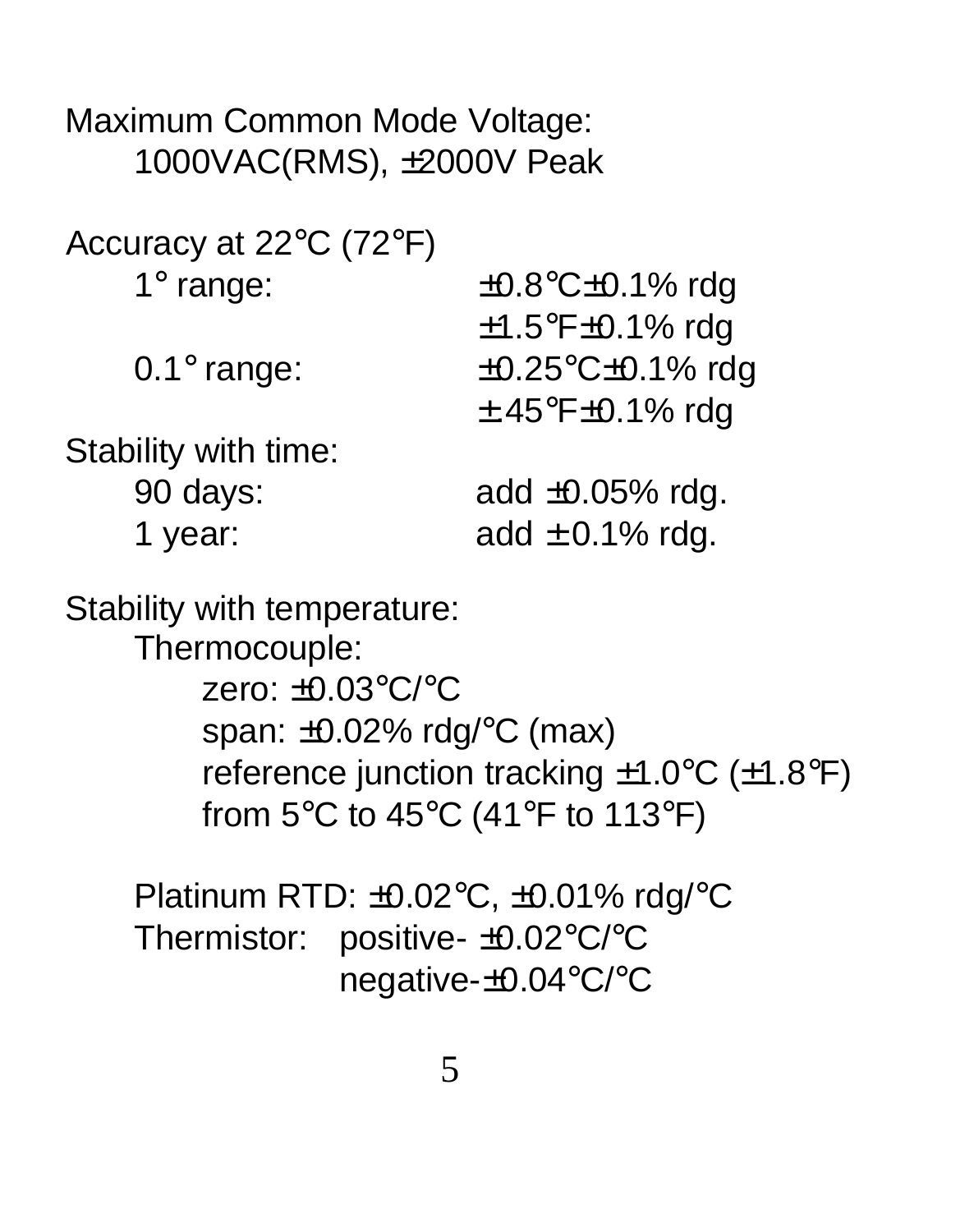Maximum Common Mode Voltage:

1000VAC(RMS), ±2000V Peak

Accuracy at 22°C (72°F)

| | |
|---|---|
| 1° range: | ±0.8°C±0.1% rdg |
| | ±1.5°F±0.1% rdg |
| 0.1° range: | ±0.25°C±0.1% rdg |
| | ±.45°F±0.1% rdg |

Stability with time:

| | |
|---|---|
| 90 days: | add ±0.05% rdg. |
| 1 year: | add ± 0.1% rdg. |

Stability with temperature:

Thermocouple:

zero: ±0.03°C/°C

span: ±0.02% rdg/°C (max)

reference junction tracking ±1.0°C (±1.8°F) from 5°C to 45°C (41°F to 113°F)

Platinum RTD: ±0.02°C, ±0.01% rdg/°C

Thermistor: positive- ±0.02°C/°C

negative-±0.04°C/°C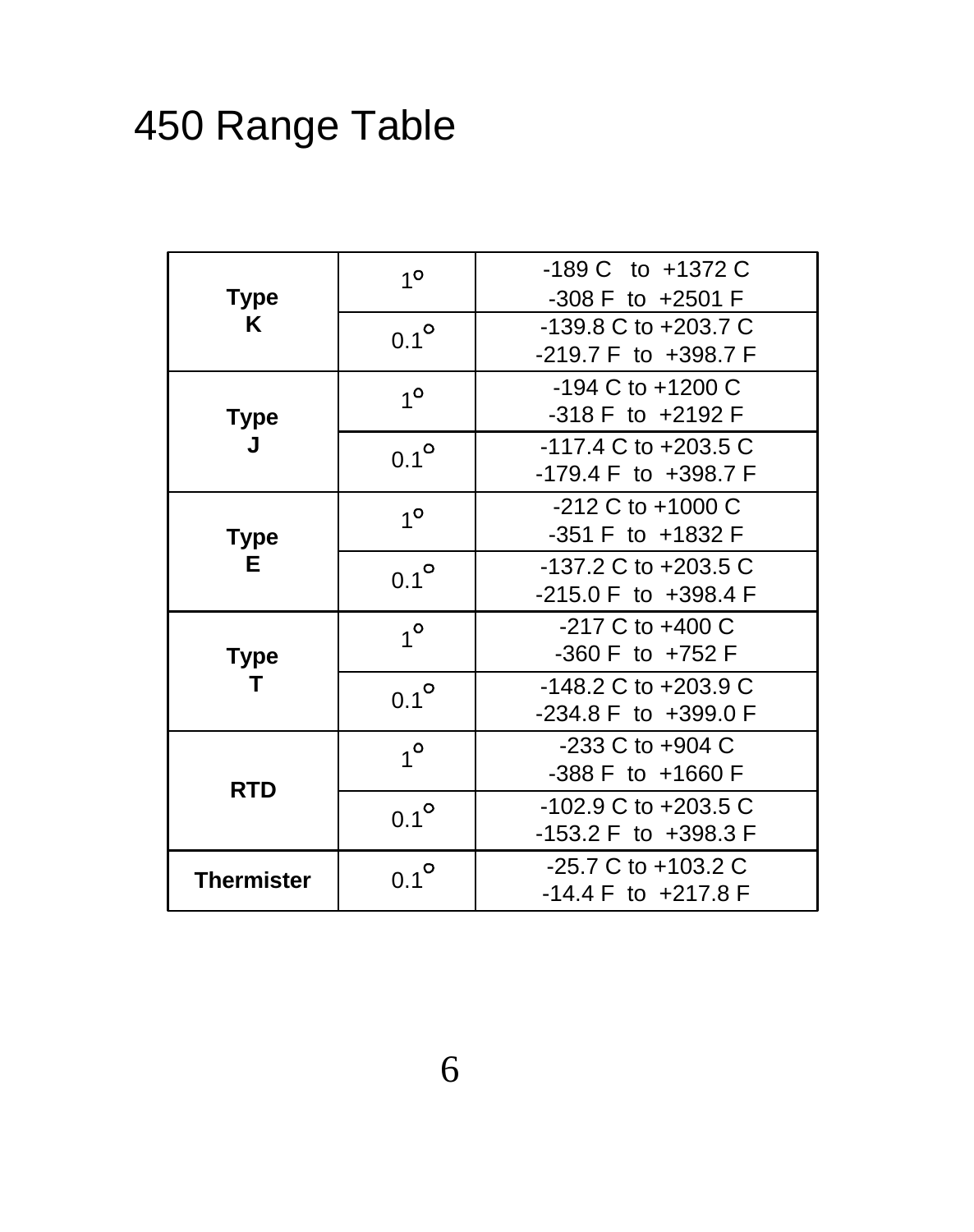# 450 Range Table

| Type | Resolution | Range |
|---|---|---|
| **Type K** | 1° | -189 C to +1372 C<br>-308 F to +2501 F |
| | 0.1° | -139.8 C to +203.7 C<br>-219.7 F to +398.7 F |
| **Type J** | 1° | -194 C to +1200 C<br>-318 F to +2192 F |
| | 0.1° | -117.4 C to +203.5 C<br>-179.4 F to +398.7 F |
| **Type E** | 1° | -212 C to +1000 C<br>-351 F to +1832 F |
| | 0.1° | -137.2 C to +203.5 C<br>-215.0 F to +398.4 F |
| **Type T** | 1° | -217 C to +400 C<br>-360 F to +752 F |
| | 0.1° | -148.2 C to +203.9 C<br>-234.8 F to +399.0 F |
| **RTD** | 1° | -233 C to +904 C<br>-388 F to +1660 F |
| | 0.1° | -102.9 C to +203.5 C<br>-153.2 F to +398.3 F |
| **Thermister** | 0.1° | -25.7 C to +103.2 C<br>-14.4 F to +217.8 F |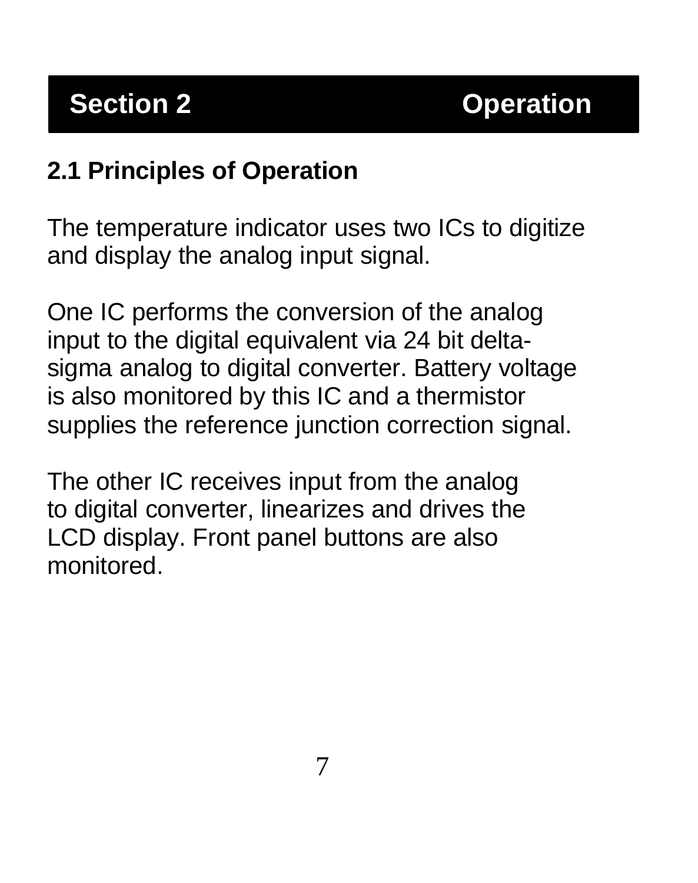# Section 2 Operation

## 2.1 Principles of Operation

The temperature indicator uses two ICs to digitize and display the analog input signal.

One IC performs the conversion of the analog input to the digital equivalent via 24 bit delta-sigma analog to digital converter. Battery voltage is also monitored by this IC and a thermistor supplies the reference junction correction signal.

The other IC receives input from the analog to digital converter, linearizes and drives the LCD display. Front panel buttons are also monitored.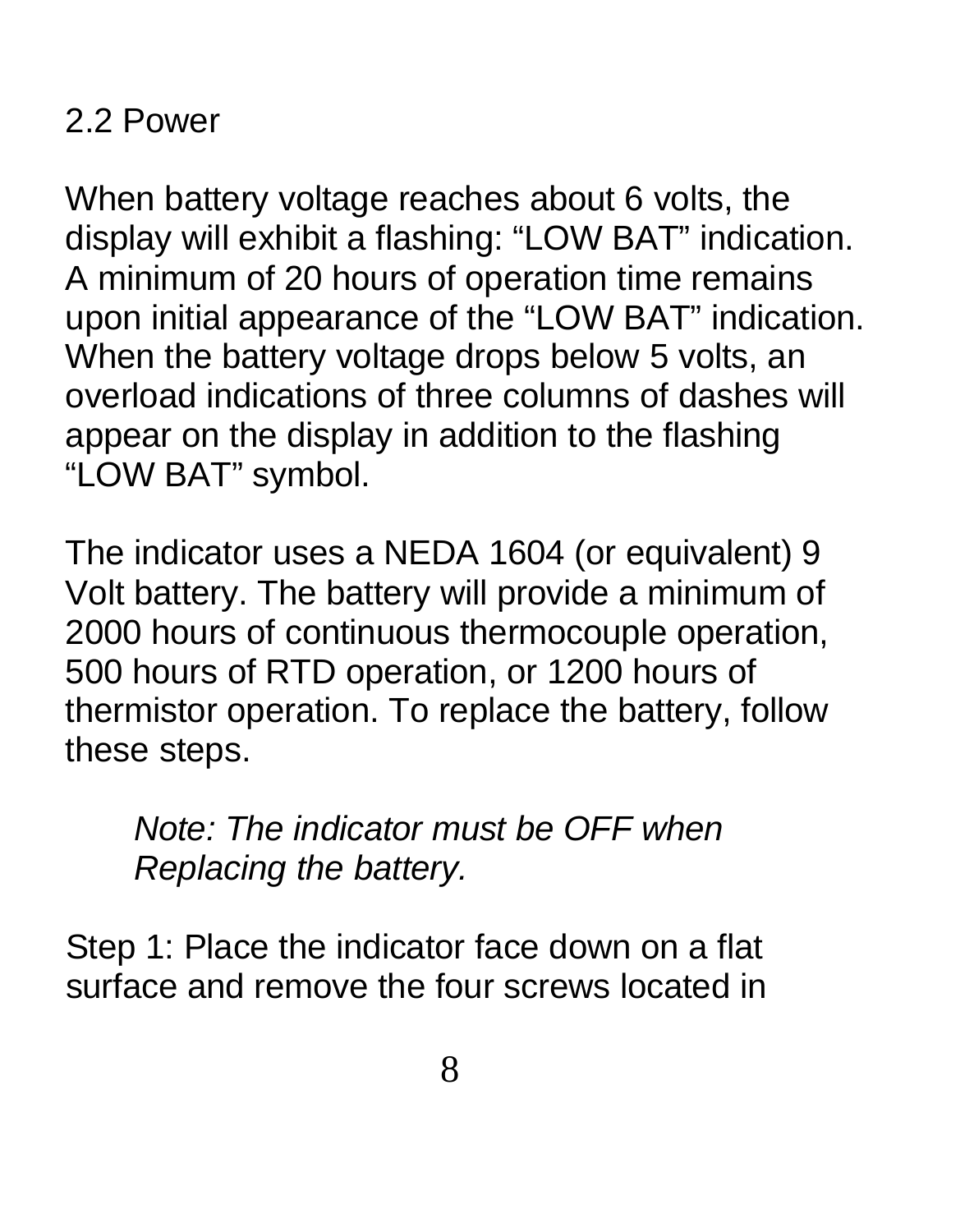## 2.2 Power

When battery voltage reaches about 6 volts, the display will exhibit a flashing: "LOW BAT" indication. A minimum of 20 hours of operation time remains upon initial appearance of the "LOW BAT" indication. When the battery voltage drops below 5 volts, an overload indications of three columns of dashes will appear on the display in addition to the flashing "LOW BAT" symbol.

The indicator uses a NEDA 1604 (or equivalent) 9 Volt battery. The battery will provide a minimum of 2000 hours of continuous thermocouple operation, 500 hours of RTD operation, or 1200 hours of thermistor operation. To replace the battery, follow these steps.

> *Note: The indicator must be OFF when Replacing the battery.*

Step 1: Place the indicator face down on a flat surface and remove the four screws located in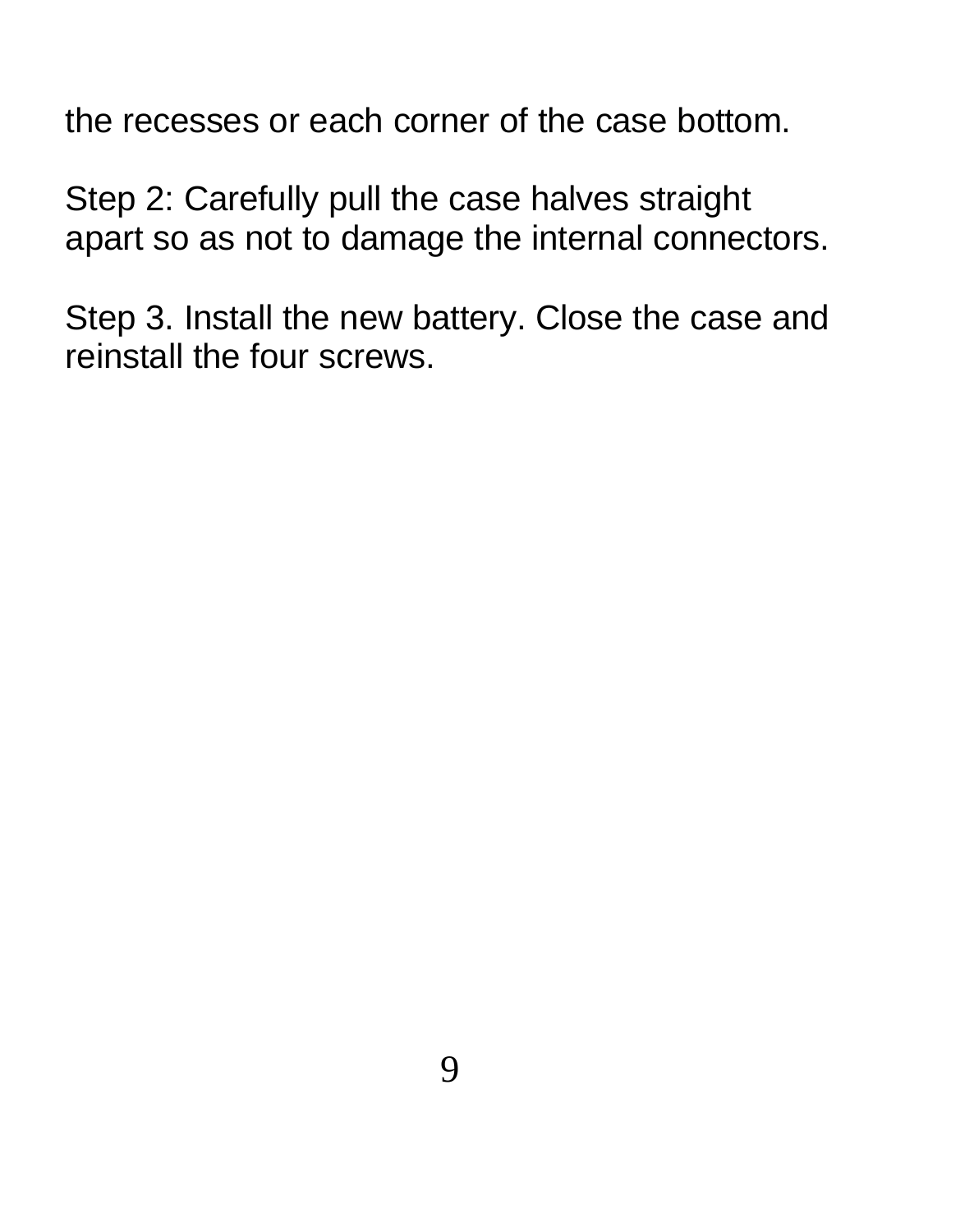the recesses or each corner of the case bottom.

Step 2: Carefully pull the case halves straight apart so as not to damage the internal connectors.

Step 3. Install the new battery. Close the case and reinstall the four screws.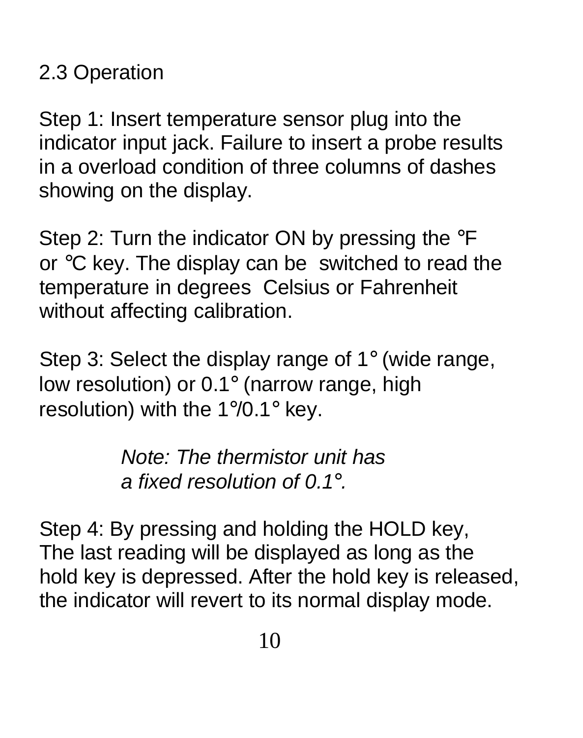## 2.3 Operation

Step 1: Insert temperature sensor plug into the indicator input jack. Failure to insert a probe results in a overload condition of three columns of dashes showing on the display.

Step 2: Turn the indicator ON by pressing the °F or °C key. The display can be switched to read the temperature in degrees Celsius or Fahrenheit without affecting calibration.

Step 3: Select the display range of 1° (wide range, low resolution) or 0.1° (narrow range, high resolution) with the 1°/0.1° key.

> *Note: The thermistor unit has a fixed resolution of 0.1°.*

Step 4: By pressing and holding the HOLD key, The last reading will be displayed as long as the hold key is depressed. After the hold key is released, the indicator will revert to its normal display mode.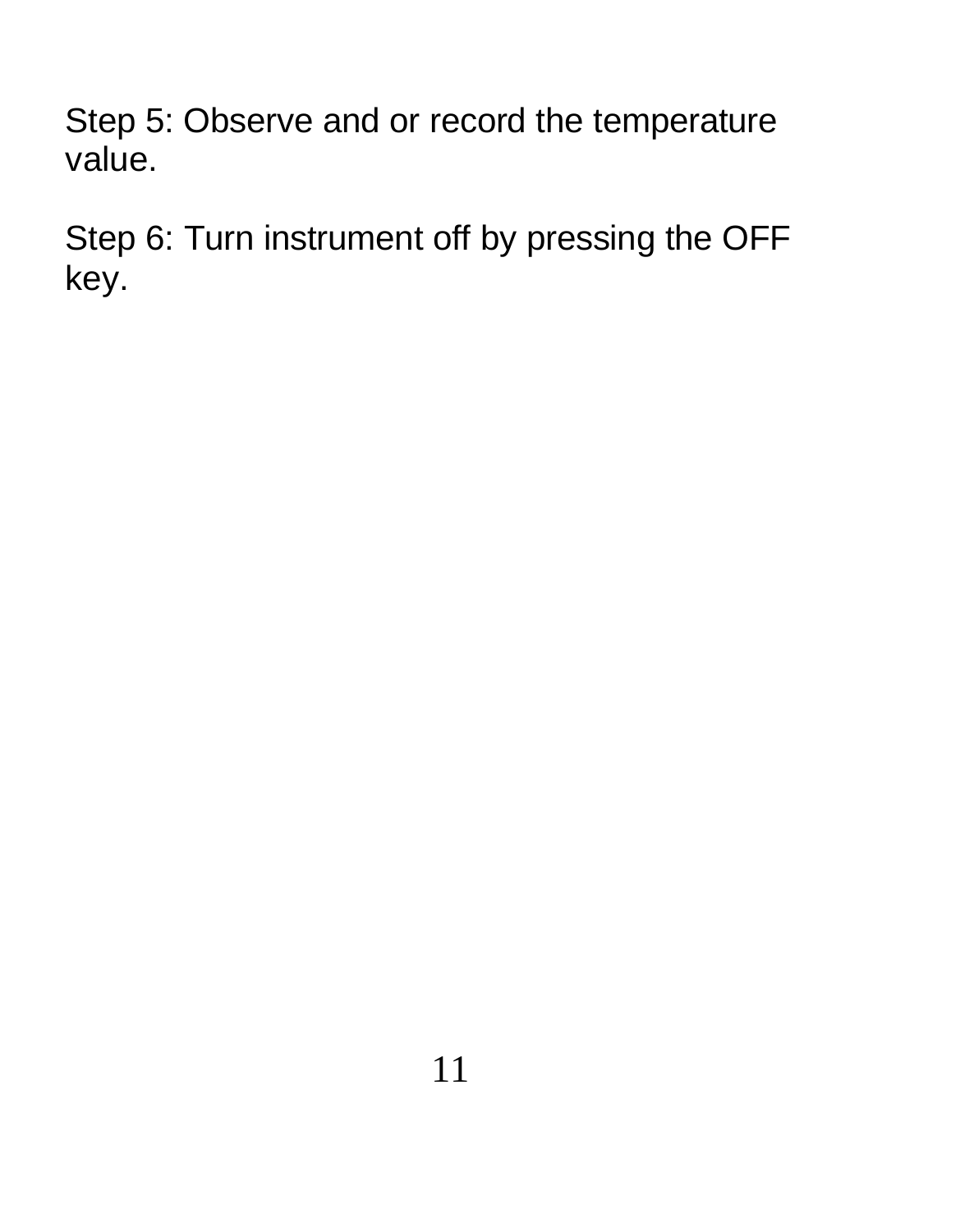Step 5: Observe and or record the temperature value.

Step 6: Turn instrument off by pressing the OFF key.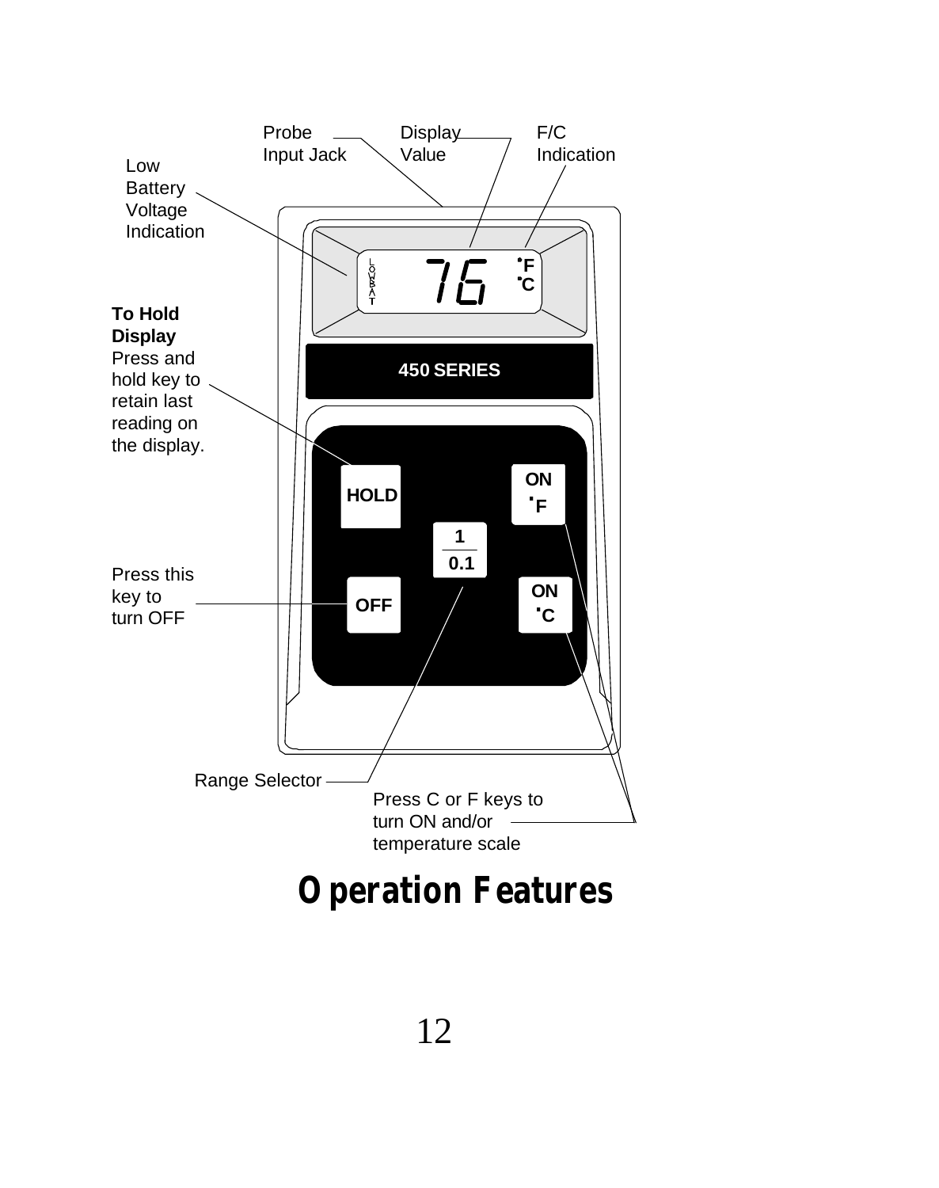Probe Input Jack

Display Value

F/C Indication

Low Battery Voltage Indication

76 °F °C

450 SERIES

**To Hold Display**
Press and hold key to retain last reading on the display.

HOLD

ON °F

1 / 0.1

Press this key to turn OFF

OFF

ON °C

Range Selector

Press C or F keys to turn ON and/or temperature scale

# Operation Features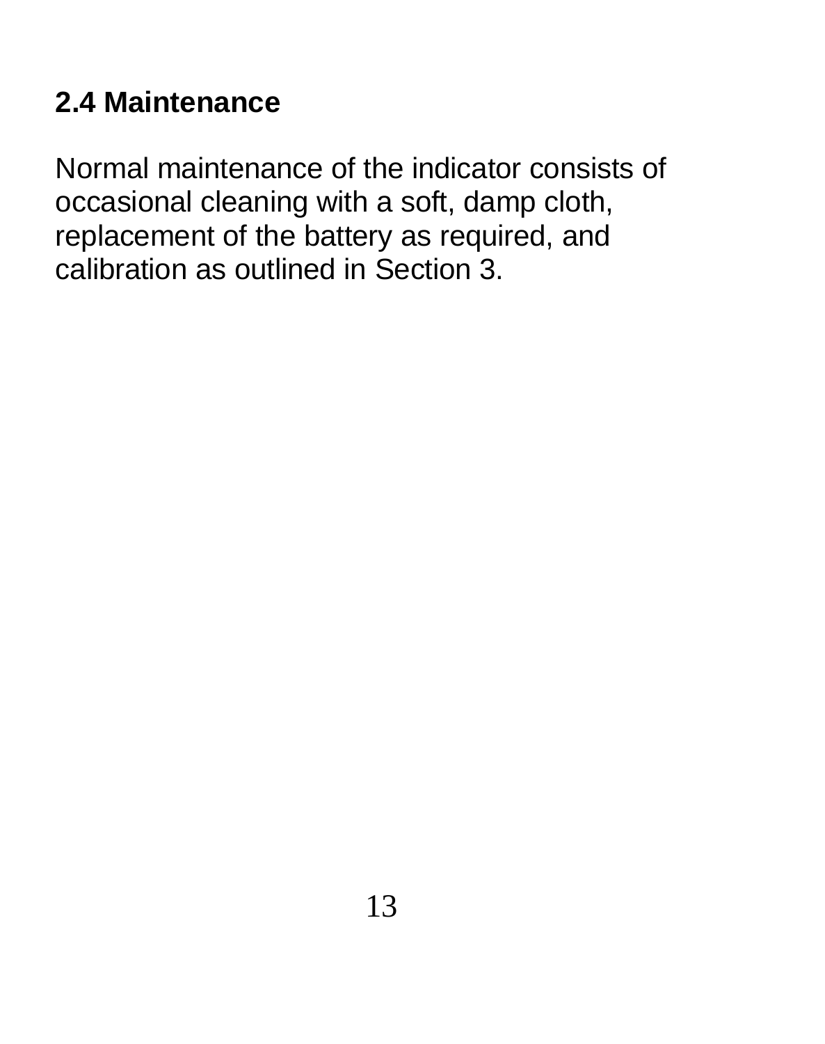## 2.4 Maintenance

Normal maintenance of the indicator consists of occasional cleaning with a soft, damp cloth, replacement of the battery as required, and calibration as outlined in Section 3.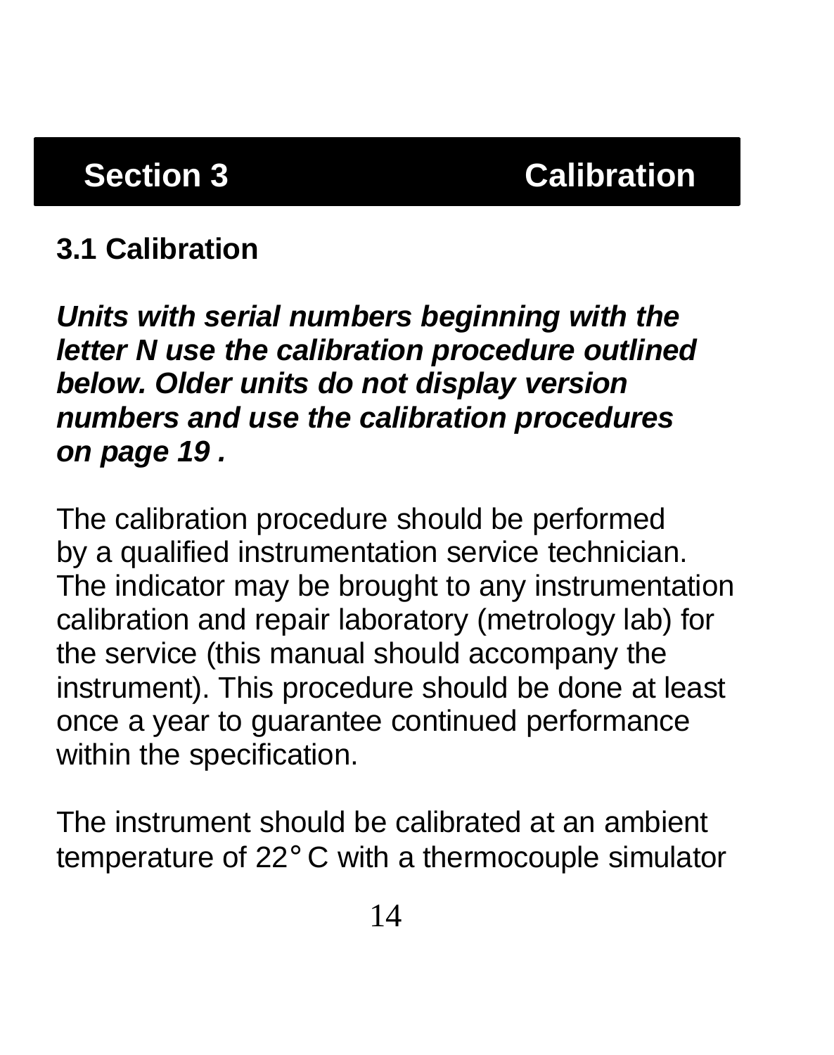# Section 3 Calibration

## 3.1 Calibration

***Units with serial numbers beginning with the letter N use the calibration procedure outlined below. Older units do not display version numbers and use the calibration procedures on page 19 .***

The calibration procedure should be performed by a qualified instrumentation service technician. The indicator may be brought to any instrumentation calibration and repair laboratory (metrology lab) for the service (this manual should accompany the instrument). This procedure should be done at least once a year to guarantee continued performance within the specification.

The instrument should be calibrated at an ambient temperature of 22° C with a thermocouple simulator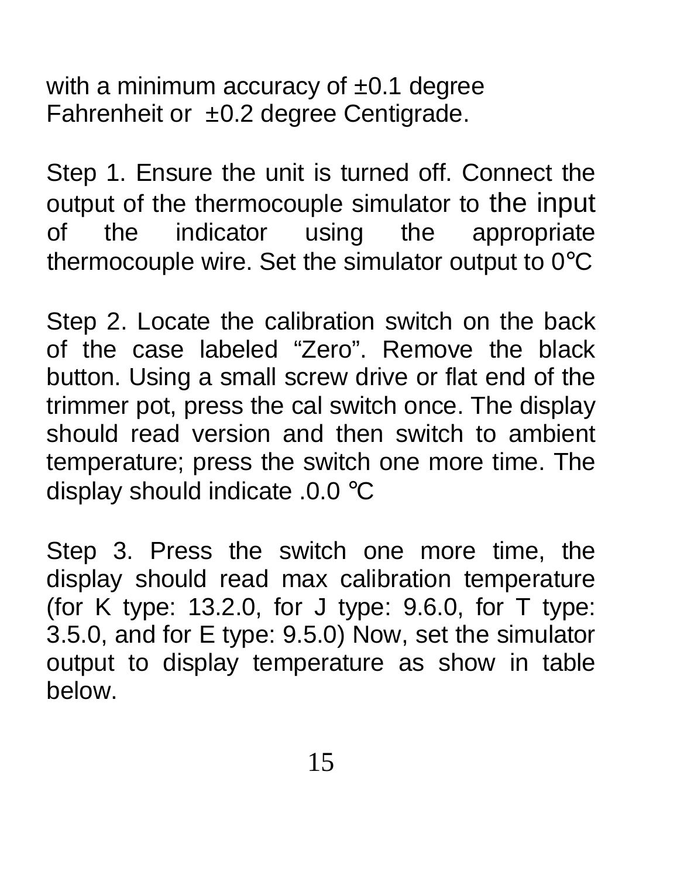with a minimum accuracy of ±0.1 degree Fahrenheit or ±0.2 degree Centigrade.

Step 1. Ensure the unit is turned off. Connect the output of the thermocouple simulator to the input of the indicator using the appropriate thermocouple wire. Set the simulator output to 0℃

Step 2. Locate the calibration switch on the back of the case labeled “Zero”. Remove the black button. Using a small screw drive or flat end of the trimmer pot, press the cal switch once. The display should read version and then switch to ambient temperature; press the switch one more time. The display should indicate .0.0 ℃

Step 3. Press the switch one more time, the display should read max calibration temperature (for K type: 13.2.0, for J type: 9.6.0, for T type: 3.5.0, and for E type: 9.5.0) Now, set the simulator output to display temperature as show in table below.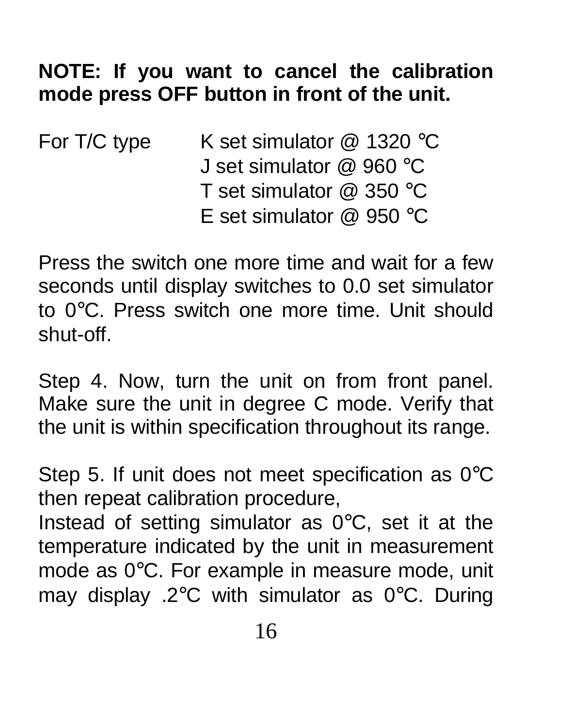**NOTE: If you want to cancel the calibration mode press OFF button in front of the unit.**

For T/C type K set simulator @ 1320 ℃
J set simulator @ 960 ℃
T set simulator @ 350 ℃
E set simulator @ 950 ℃

Press the switch one more time and wait for a few seconds until display switches to 0.0 set simulator to 0℃. Press switch one more time. Unit should shut-off.

Step 4. Now, turn the unit on from front panel. Make sure the unit in degree C mode. Verify that the unit is within specification throughout its range.

Step 5. If unit does not meet specification as 0℃ then repeat calibration procedure,
Instead of setting simulator as 0℃, set it at the temperature indicated by the unit in measurement mode as 0℃. For example in measure mode, unit may display .2℃ with simulator as 0℃. During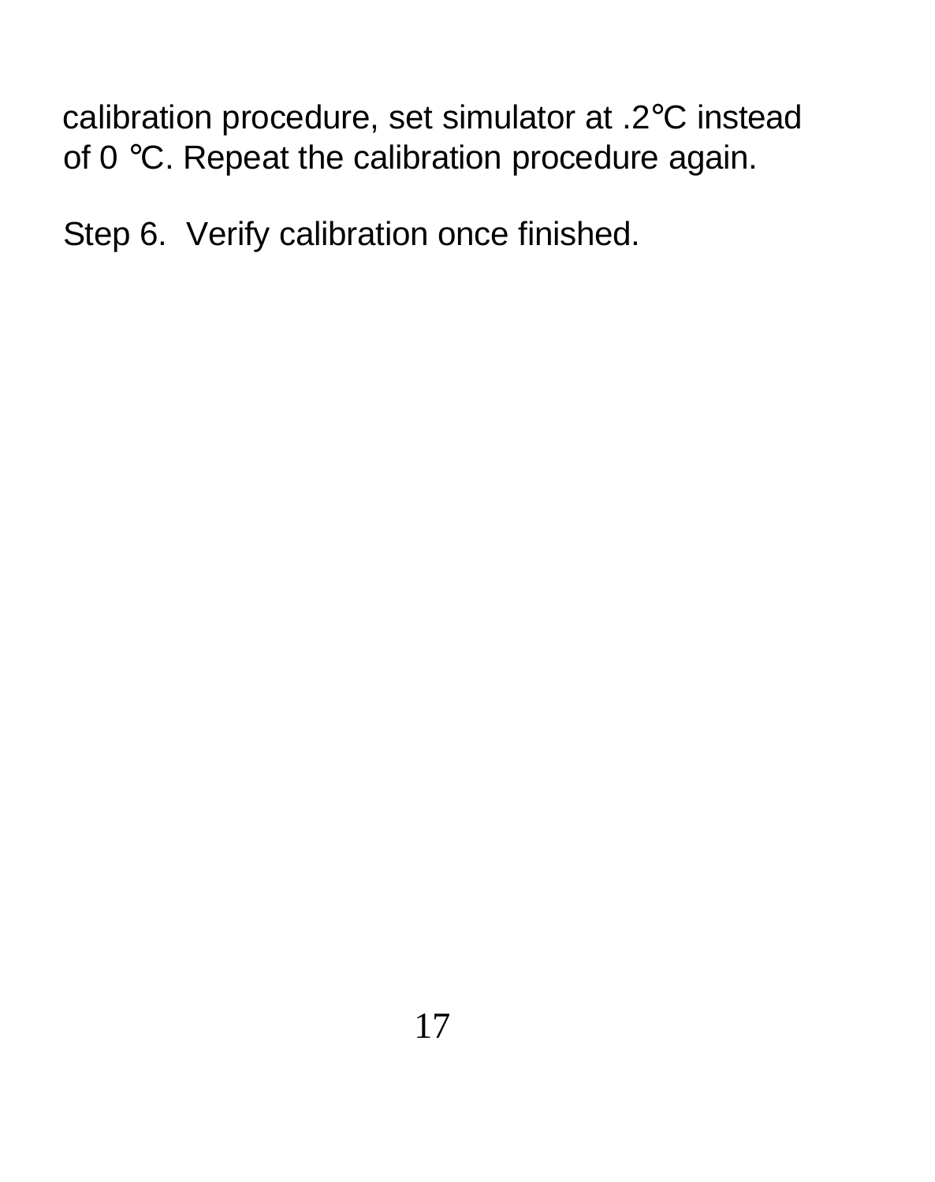calibration procedure, set simulator at .2℃ instead of 0 ℃. Repeat the calibration procedure again.

Step 6. Verify calibration once finished.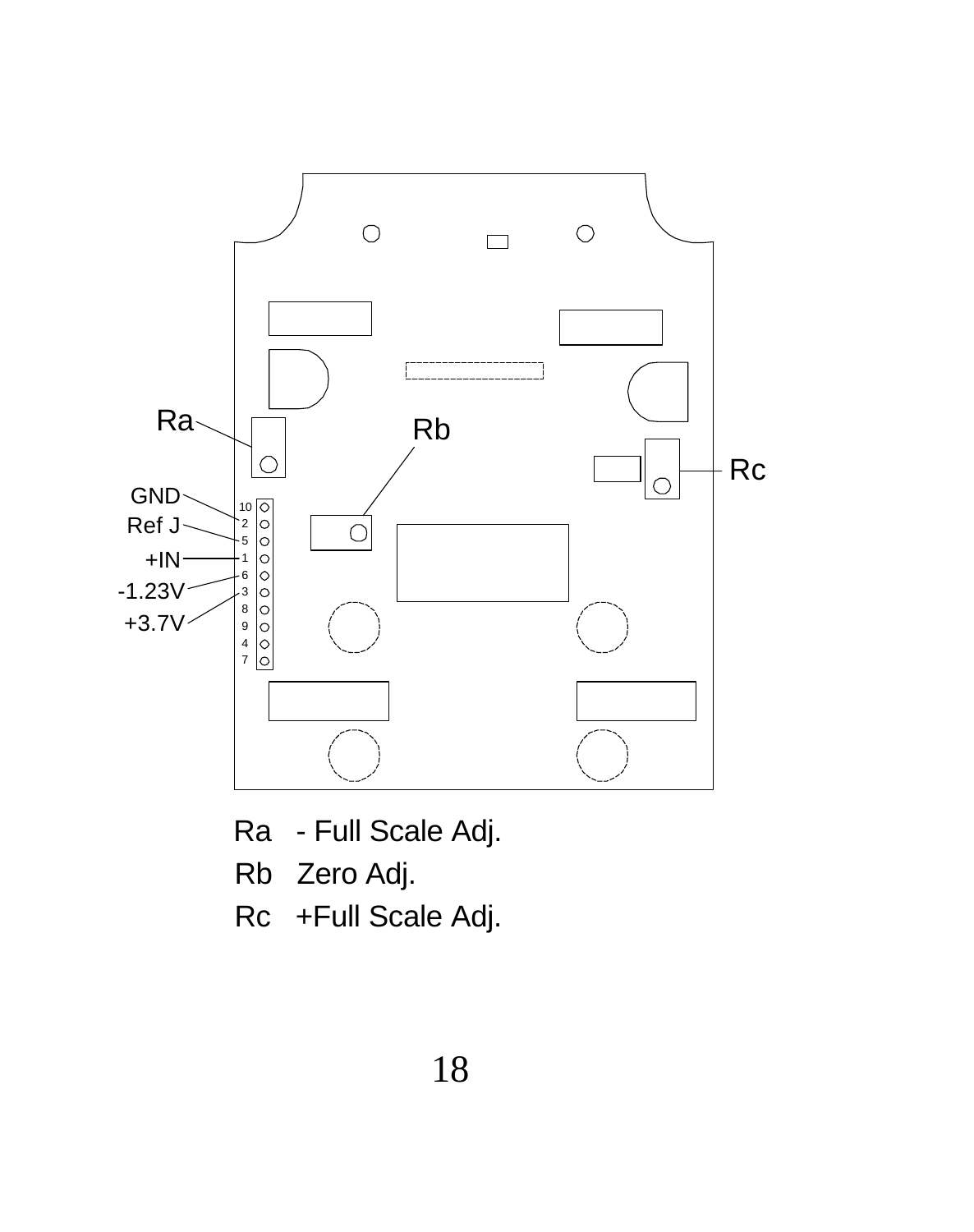Ra - Full Scale Adj.

Rb Zero Adj.

Rc +Full Scale Adj.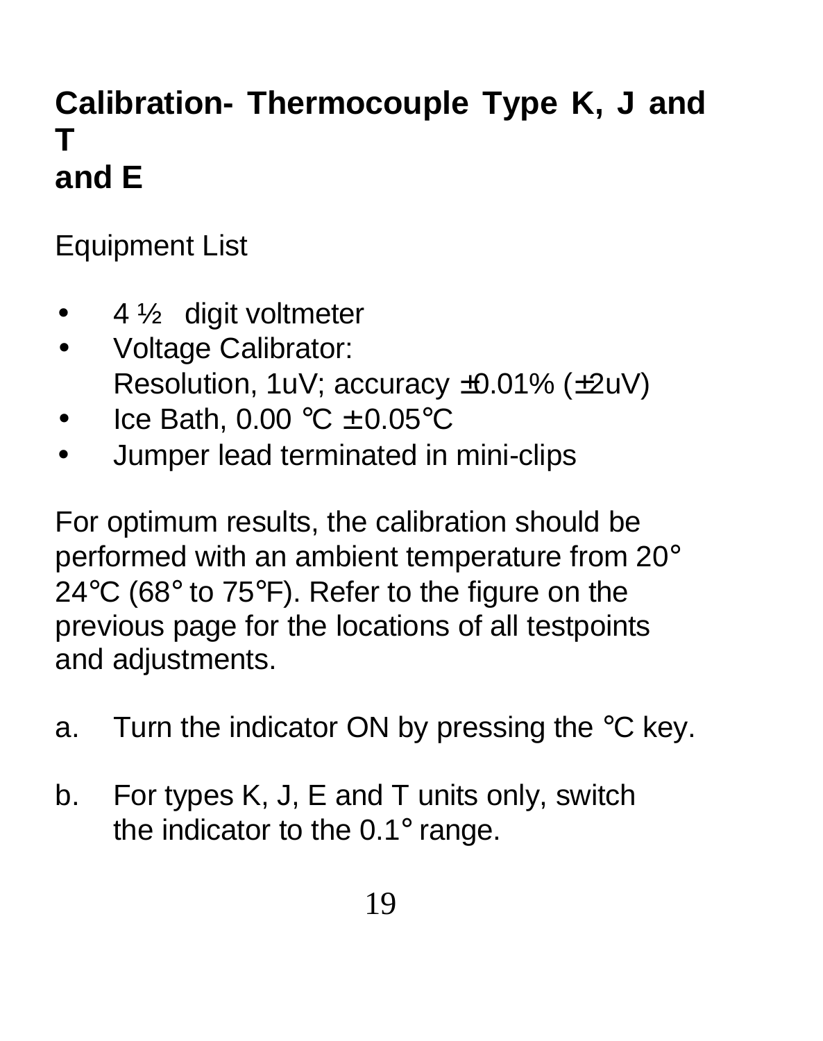## Calibration- Thermocouple Type K, J and T and E

Equipment List

- 4 ½ digit voltmeter
- Voltage Calibrator:
  Resolution, 1uV; accuracy ±0.01% (±2uV)
- Ice Bath, 0.00 °C ± 0.05°C
- Jumper lead terminated in mini-clips

For optimum results, the calibration should be performed with an ambient temperature from 20° 24°C (68° to 75°F). Refer to the figure on the previous page for the locations of all testpoints and adjustments.

a. Turn the indicator ON by pressing the °C key.

b. For types K, J, E and T units only, switch the indicator to the 0.1° range.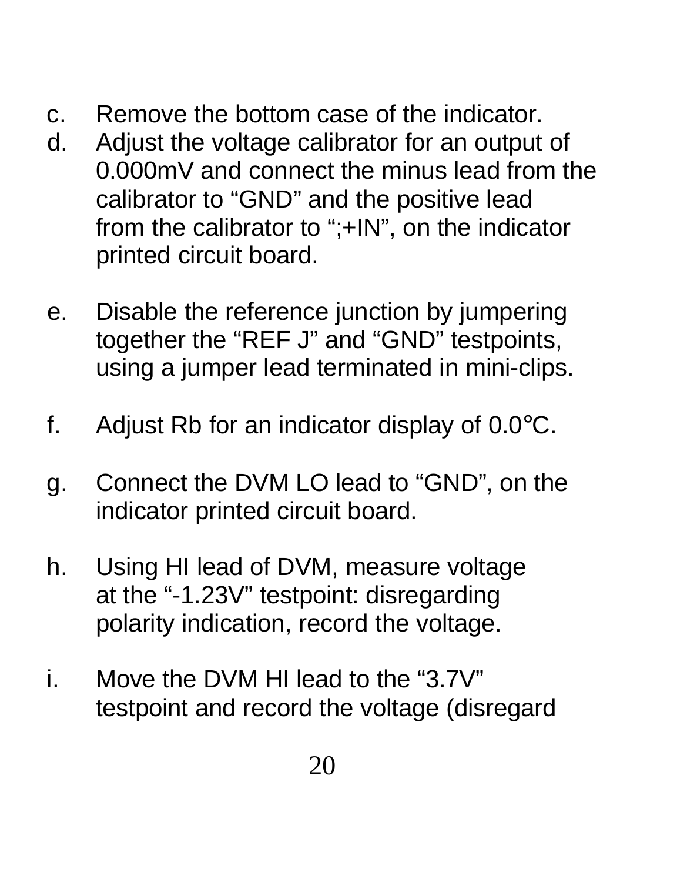c. Remove the bottom case of the indicator.
d. Adjust the voltage calibrator for an output of 0.000mV and connect the minus lead from the calibrator to “GND” and the positive lead from the calibrator to “;+IN”, on the indicator printed circuit board.

e. Disable the reference junction by jumpering together the “REF J” and “GND” testpoints, using a jumper lead terminated in mini-clips.

f. Adjust Rb for an indicator display of 0.0°C.

g. Connect the DVM LO lead to “GND”, on the indicator printed circuit board.

h. Using HI lead of DVM, measure voltage at the “-1.23V” testpoint: disregarding polarity indication, record the voltage.

i. Move the DVM HI lead to the “3.7V” testpoint and record the voltage (disregard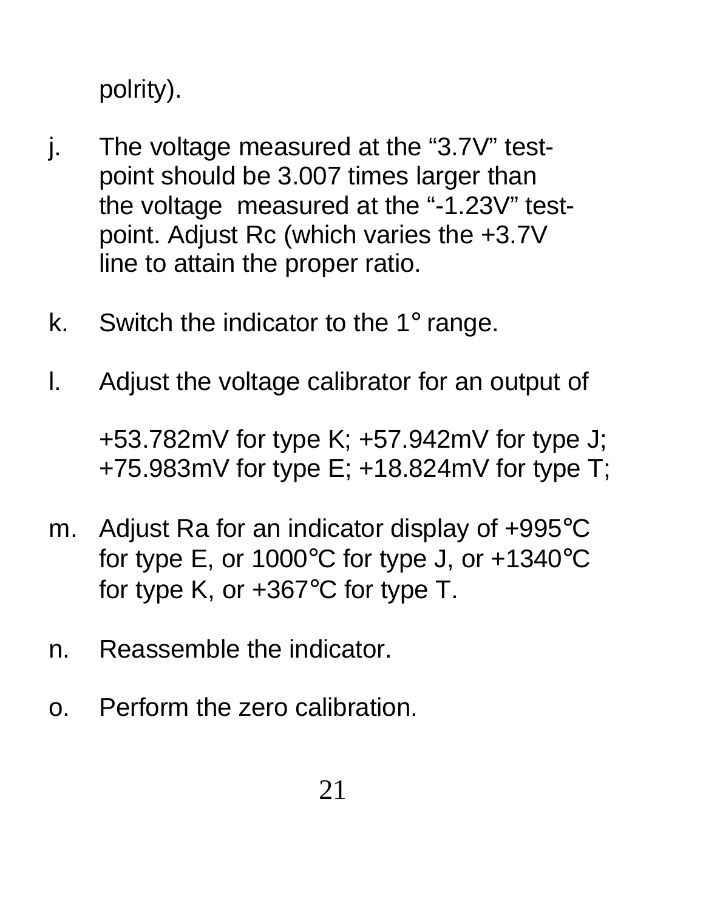polrity).

j. The voltage measured at the “3.7V” test-point should be 3.007 times larger than the voltage measured at the “-1.23V” test-point. Adjust Rc (which varies the +3.7V line to attain the proper ratio.

k. Switch the indicator to the 1° range.

l. Adjust the voltage calibrator for an output of

   +53.782mV for type K; +57.942mV for type J; +75.983mV for type E; +18.824mV for type T;

m. Adjust Ra for an indicator display of +995°C for type E, or 1000°C for type J, or +1340°C for type K, or +367°C for type T.

n. Reassemble the indicator.

o. Perform the zero calibration.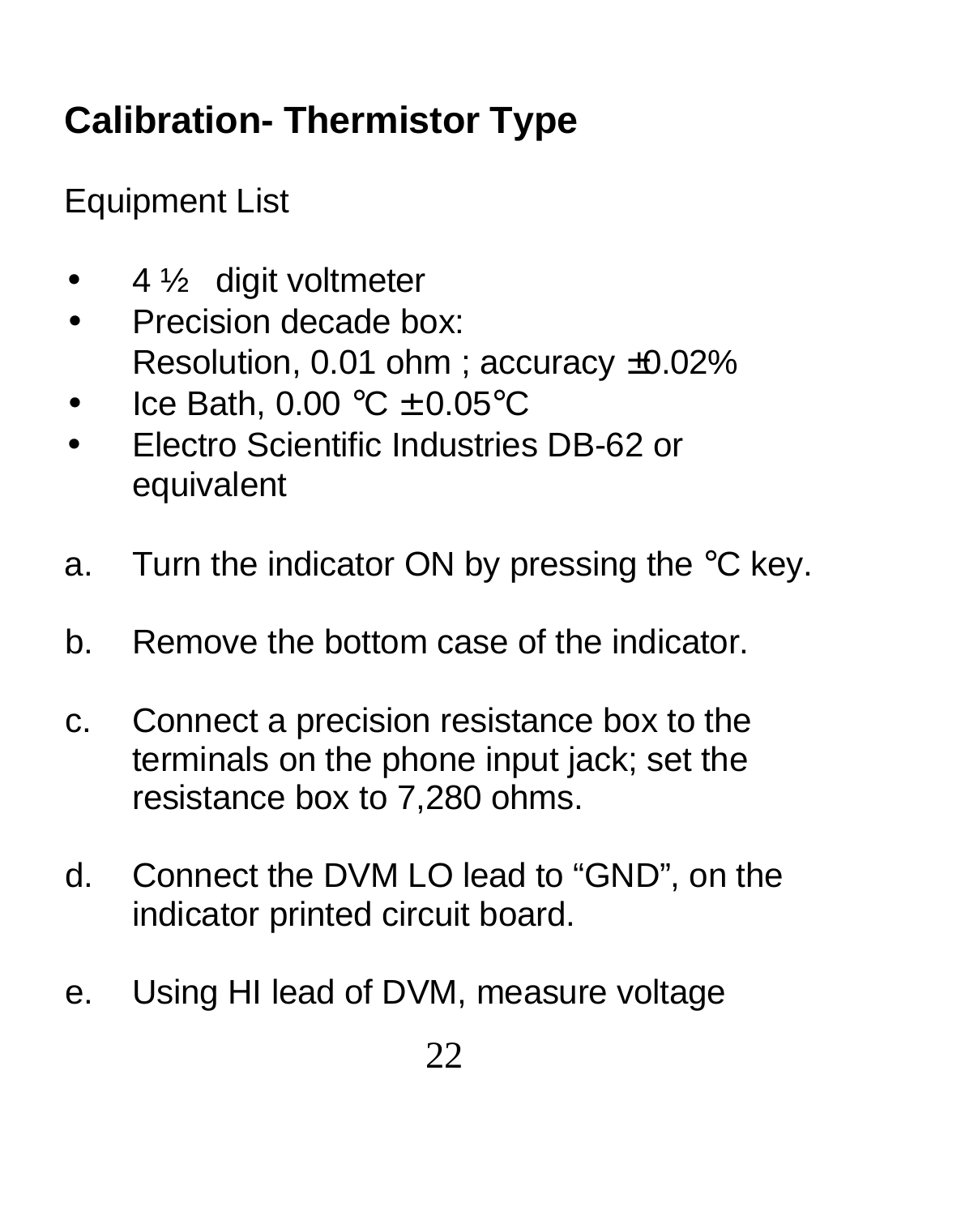## Calibration- Thermistor Type

Equipment List

- 4 ½ digit voltmeter
- Precision decade box:
  Resolution, 0.01 ohm ; accuracy ±0.02%
- Ice Bath, 0.00 °C ± 0.05°C
- Electro Scientific Industries DB-62 or equivalent

a. Turn the indicator ON by pressing the °C key.

b. Remove the bottom case of the indicator.

c. Connect a precision resistance box to the terminals on the phone input jack; set the resistance box to 7,280 ohms.

d. Connect the DVM LO lead to “GND”, on the indicator printed circuit board.

e. Using HI lead of DVM, measure voltage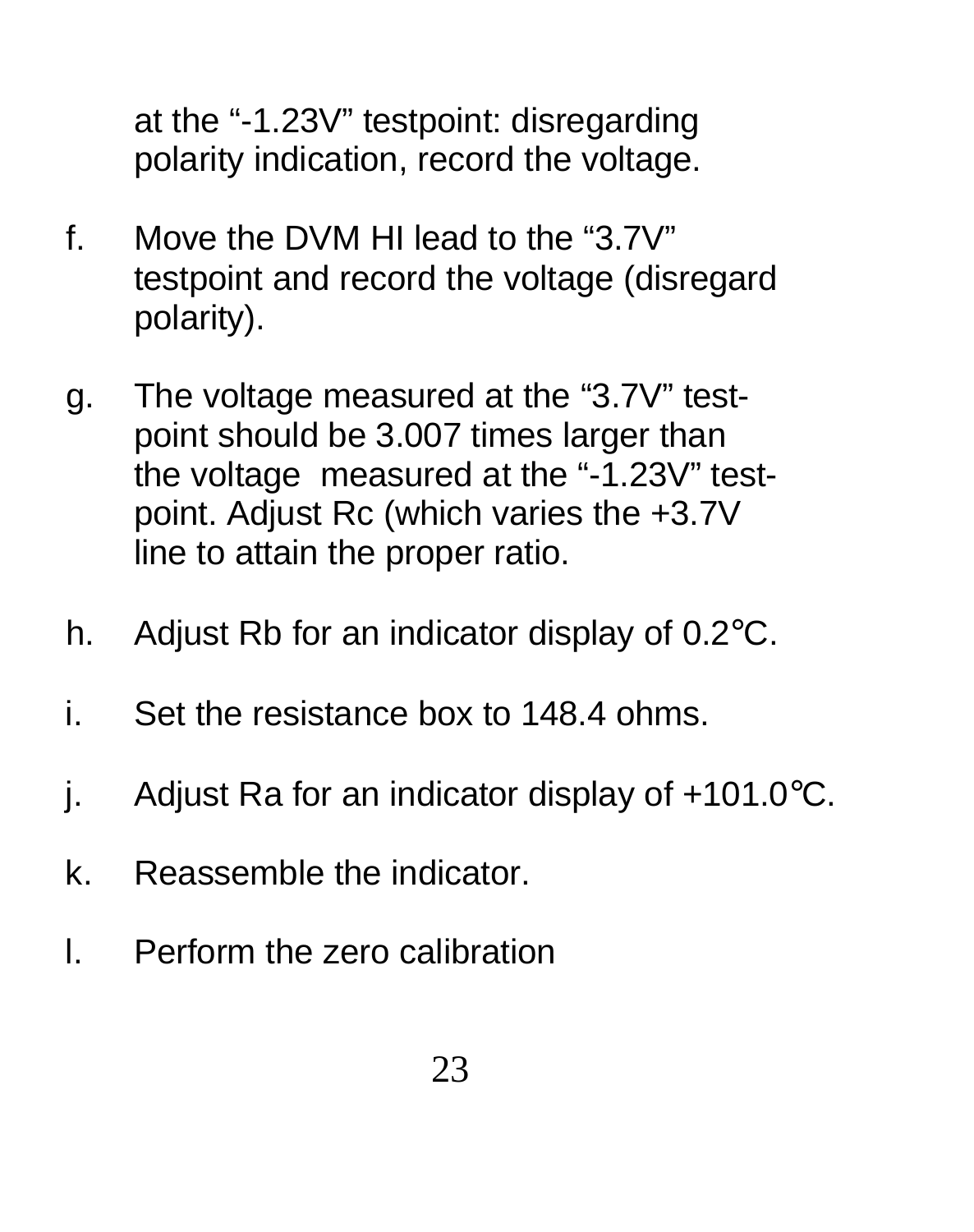at the “-1.23V” testpoint: disregarding polarity indication, record the voltage.

f. Move the DVM HI lead to the “3.7V” testpoint and record the voltage (disregard polarity).

g. The voltage measured at the “3.7V” test-point should be 3.007 times larger than the voltage measured at the “-1.23V” test-point. Adjust Rc (which varies the +3.7V line to attain the proper ratio.

h. Adjust Rb for an indicator display of 0.2°C.

i. Set the resistance box to 148.4 ohms.

j. Adjust Ra for an indicator display of +101.0°C.

k. Reassemble the indicator.

l. Perform the zero calibration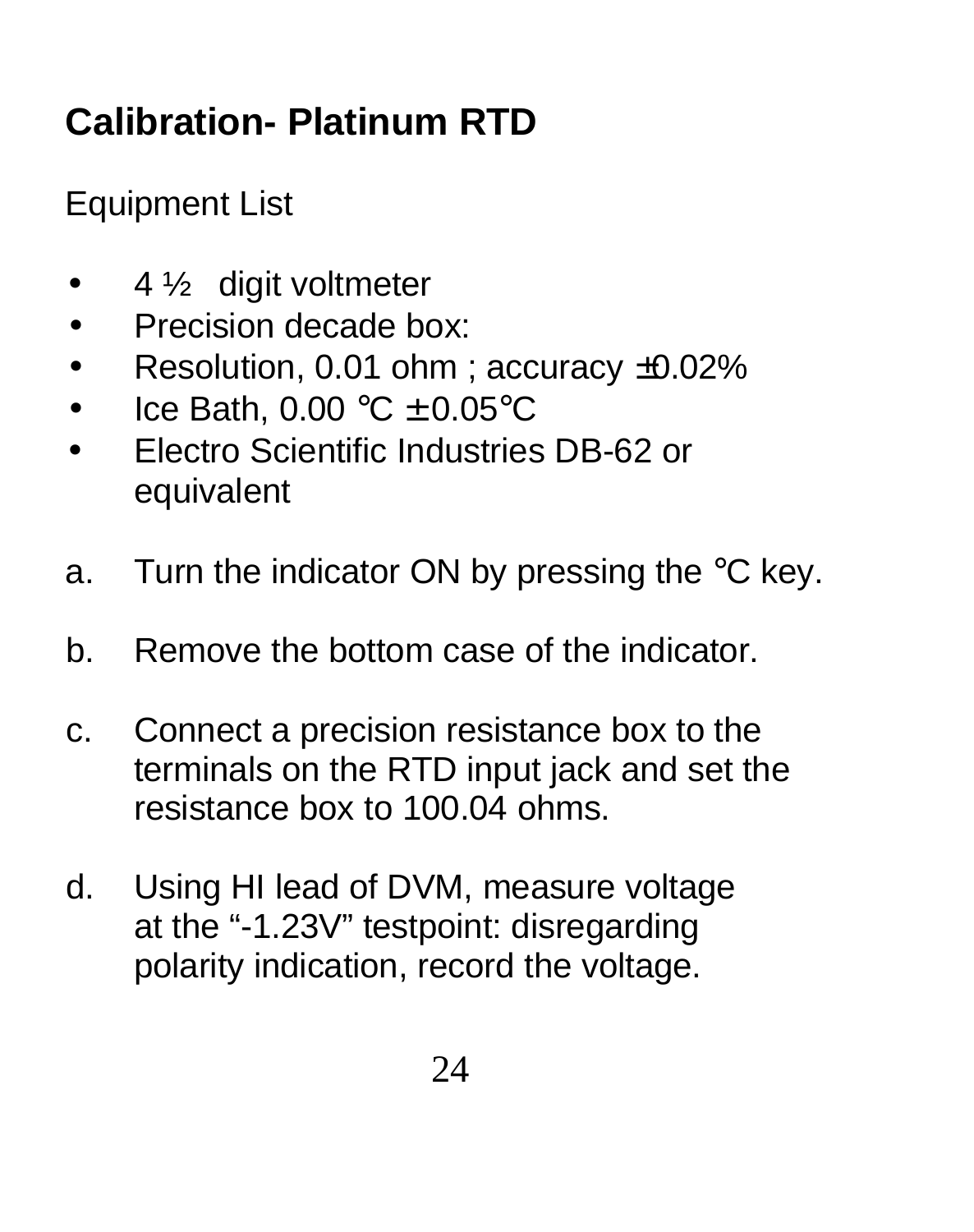## Calibration- Platinum RTD

Equipment List

- 4 ½ digit voltmeter
- Precision decade box:
- Resolution, 0.01 ohm ; accuracy ±0.02%
- Ice Bath, 0.00 °C ± 0.05°C
- Electro Scientific Industries DB-62 or equivalent

a. Turn the indicator ON by pressing the °C key.

b. Remove the bottom case of the indicator.

c. Connect a precision resistance box to the terminals on the RTD input jack and set the resistance box to 100.04 ohms.

d. Using HI lead of DVM, measure voltage at the “-1.23V” testpoint: disregarding polarity indication, record the voltage.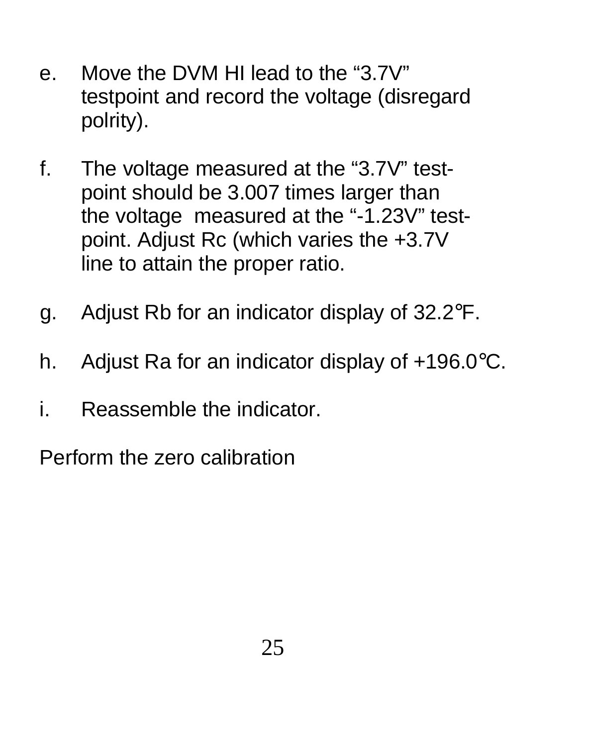e. Move the DVM HI lead to the "3.7V" testpoint and record the voltage (disregard polrity).

f. The voltage measured at the "3.7V" test-point should be 3.007 times larger than the voltage measured at the "-1.23V" test-point. Adjust Rc (which varies the +3.7V line to attain the proper ratio.

g. Adjust Rb for an indicator display of 32.2°F.

h. Adjust Ra for an indicator display of +196.0°C.

i. Reassemble the indicator.

Perform the zero calibration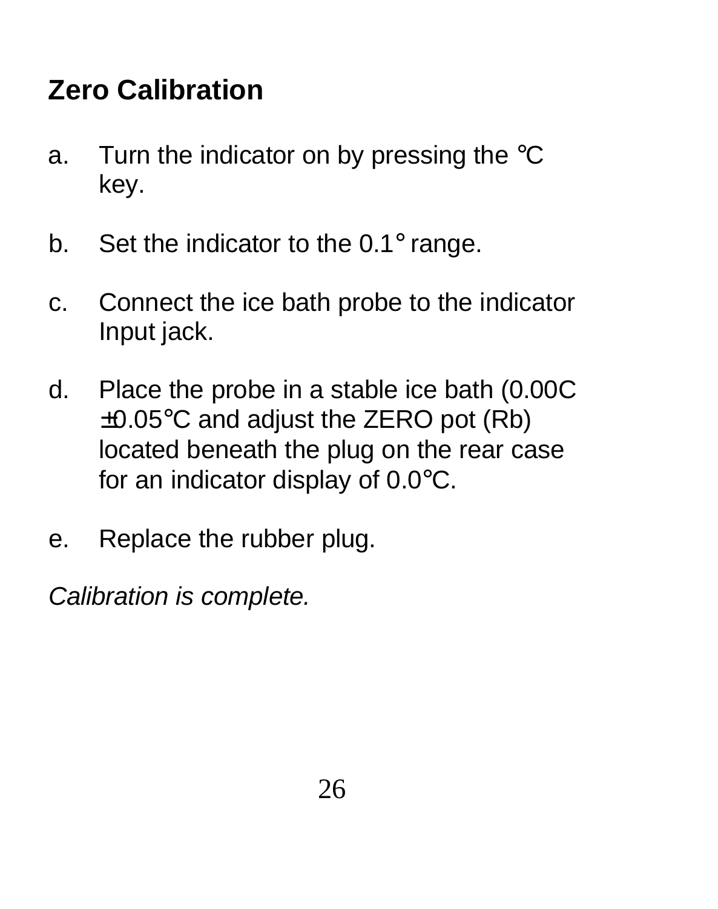## Zero Calibration

a. Turn the indicator on by pressing the °C key.

b. Set the indicator to the 0.1° range.

c. Connect the ice bath probe to the indicator Input jack.

d. Place the probe in a stable ice bath (0.00C ±0.05°C and adjust the ZERO pot (Rb) located beneath the plug on the rear case for an indicator display of 0.0°C.

e. Replace the rubber plug.

*Calibration is complete.*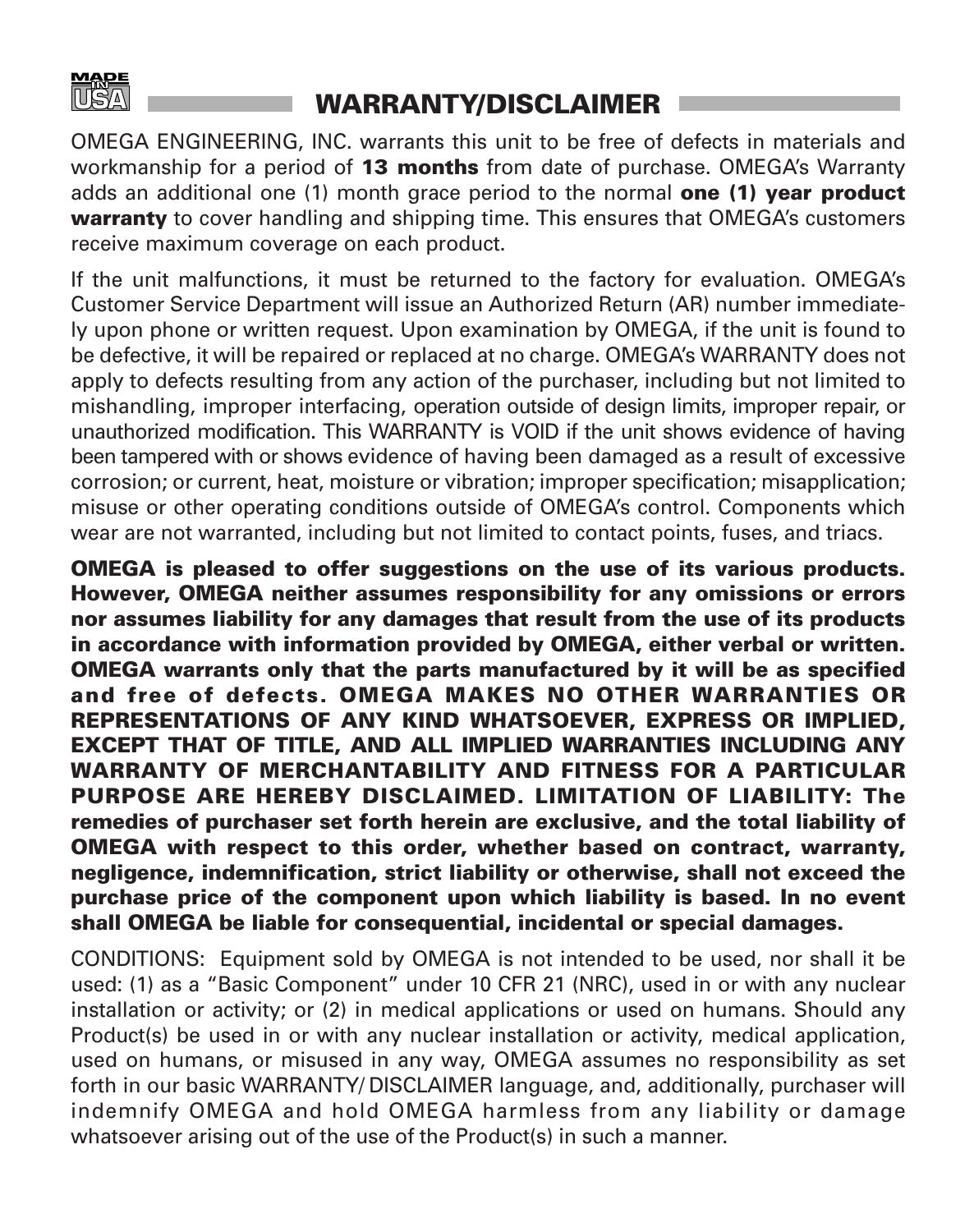MADE IN USA

## WARRANTY/DISCLAIMER

OMEGA ENGINEERING, INC. warrants this unit to be free of defects in materials and workmanship for a period of **13 months** from date of purchase. OMEGA's Warranty adds an additional one (1) month grace period to the normal **one (1) year product warranty** to cover handling and shipping time. This ensures that OMEGA's customers receive maximum coverage on each product.

If the unit malfunctions, it must be returned to the factory for evaluation. OMEGA's Customer Service Department will issue an Authorized Return (AR) number immediately upon phone or written request. Upon examination by OMEGA, if the unit is found to be defective, it will be repaired or replaced at no charge. OMEGA's WARRANTY does not apply to defects resulting from any action of the purchaser, including but not limited to mishandling, improper interfacing, operation outside of design limits, improper repair, or unauthorized modification. This WARRANTY is VOID if the unit shows evidence of having been tampered with or shows evidence of having been damaged as a result of excessive corrosion; or current, heat, moisture or vibration; improper specification; misapplication; misuse or other operating conditions outside of OMEGA's control. Components which wear are not warranted, including but not limited to contact points, fuses, and triacs.

**OMEGA is pleased to offer suggestions on the use of its various products. However, OMEGA neither assumes responsibility for any omissions or errors nor assumes liability for any damages that result from the use of its products in accordance with information provided by OMEGA, either verbal or written. OMEGA warrants only that the parts manufactured by it will be as specified and free of defects. OMEGA MAKES NO OTHER WARRANTIES OR REPRESENTATIONS OF ANY KIND WHATSOEVER, EXPRESS OR IMPLIED, EXCEPT THAT OF TITLE, AND ALL IMPLIED WARRANTIES INCLUDING ANY WARRANTY OF MERCHANTABILITY AND FITNESS FOR A PARTICULAR PURPOSE ARE HEREBY DISCLAIMED. LIMITATION OF LIABILITY: The remedies of purchaser set forth herein are exclusive, and the total liability of OMEGA with respect to this order, whether based on contract, warranty, negligence, indemnification, strict liability or otherwise, shall not exceed the purchase price of the component upon which liability is based. In no event shall OMEGA be liable for consequential, incidental or special damages.**

CONDITIONS: Equipment sold by OMEGA is not intended to be used, nor shall it be used: (1) as a "Basic Component" under 10 CFR 21 (NRC), used in or with any nuclear installation or activity; or (2) in medical applications or used on humans. Should any Product(s) be used in or with any nuclear installation or activity, medical application, used on humans, or misused in any way, OMEGA assumes no responsibility as set forth in our basic WARRANTY/ DISCLAIMER language, and, additionally, purchaser will indemnify OMEGA and hold OMEGA harmless from any liability or damage whatsoever arising out of the use of the Product(s) in such a manner.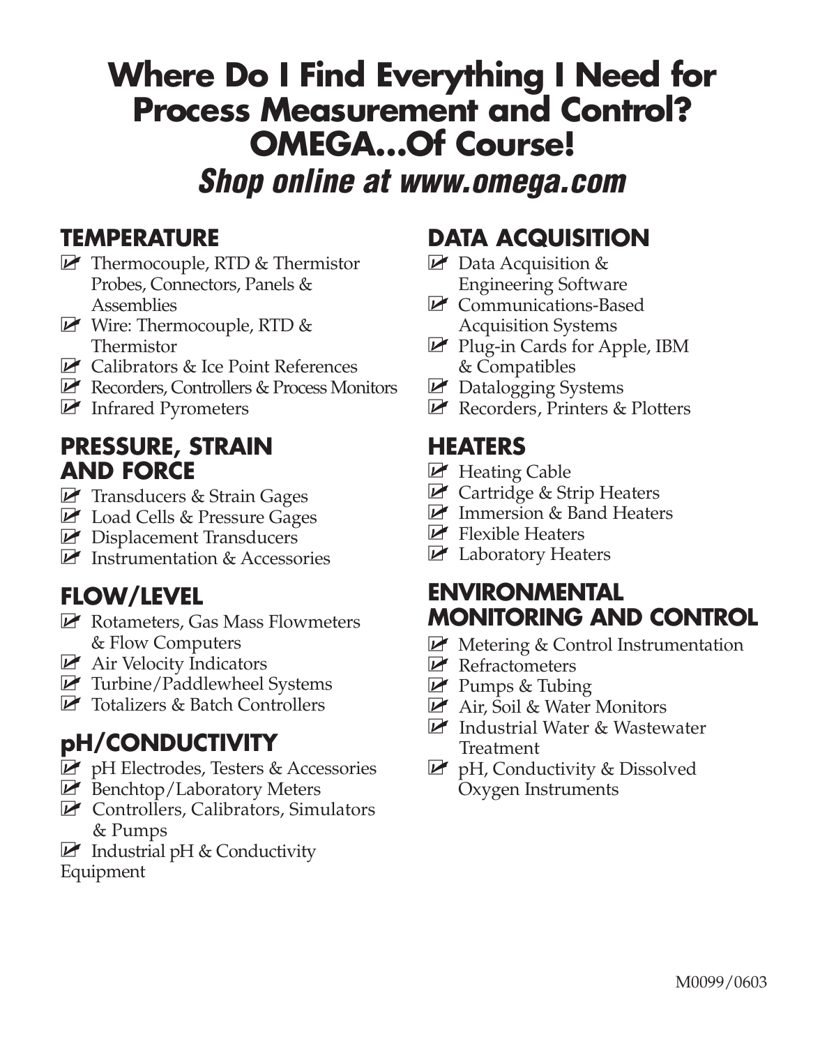# Where Do I Find Everything I Need for Process Measurement and Control? OMEGA...Of Course!

***Shop online at www.omega.com***

## TEMPERATURE

- Thermocouple, RTD & Thermistor Probes, Connectors, Panels & Assemblies
- Wire: Thermocouple, RTD & Thermistor
- Calibrators & Ice Point References
- Recorders, Controllers & Process Monitors
- Infrared Pyrometers

## PRESSURE, STRAIN AND FORCE

- Transducers & Strain Gages
- Load Cells & Pressure Gages
- Displacement Transducers
- Instrumentation & Accessories

## FLOW/LEVEL

- Rotameters, Gas Mass Flowmeters & Flow Computers
- Air Velocity Indicators
- Turbine/Paddlewheel Systems
- Totalizers & Batch Controllers

## pH/CONDUCTIVITY

- pH Electrodes, Testers & Accessories
- Benchtop/Laboratory Meters
- Controllers, Calibrators, Simulators & Pumps
- Industrial pH & Conductivity Equipment

## DATA ACQUISITION

- Data Acquisition & Engineering Software
- Communications-Based Acquisition Systems
- Plug-in Cards for Apple, IBM & Compatibles
- Datalogging Systems
- Recorders, Printers & Plotters

## HEATERS

- Heating Cable
- Cartridge & Strip Heaters
- Immersion & Band Heaters
- Flexible Heaters
- Laboratory Heaters

## ENVIRONMENTAL MONITORING AND CONTROL

- Metering & Control Instrumentation
- Refractometers
- Pumps & Tubing
- Air, Soil & Water Monitors
- Industrial Water & Wastewater Treatment
- pH, Conductivity & Dissolved Oxygen Instruments

M0099/0603